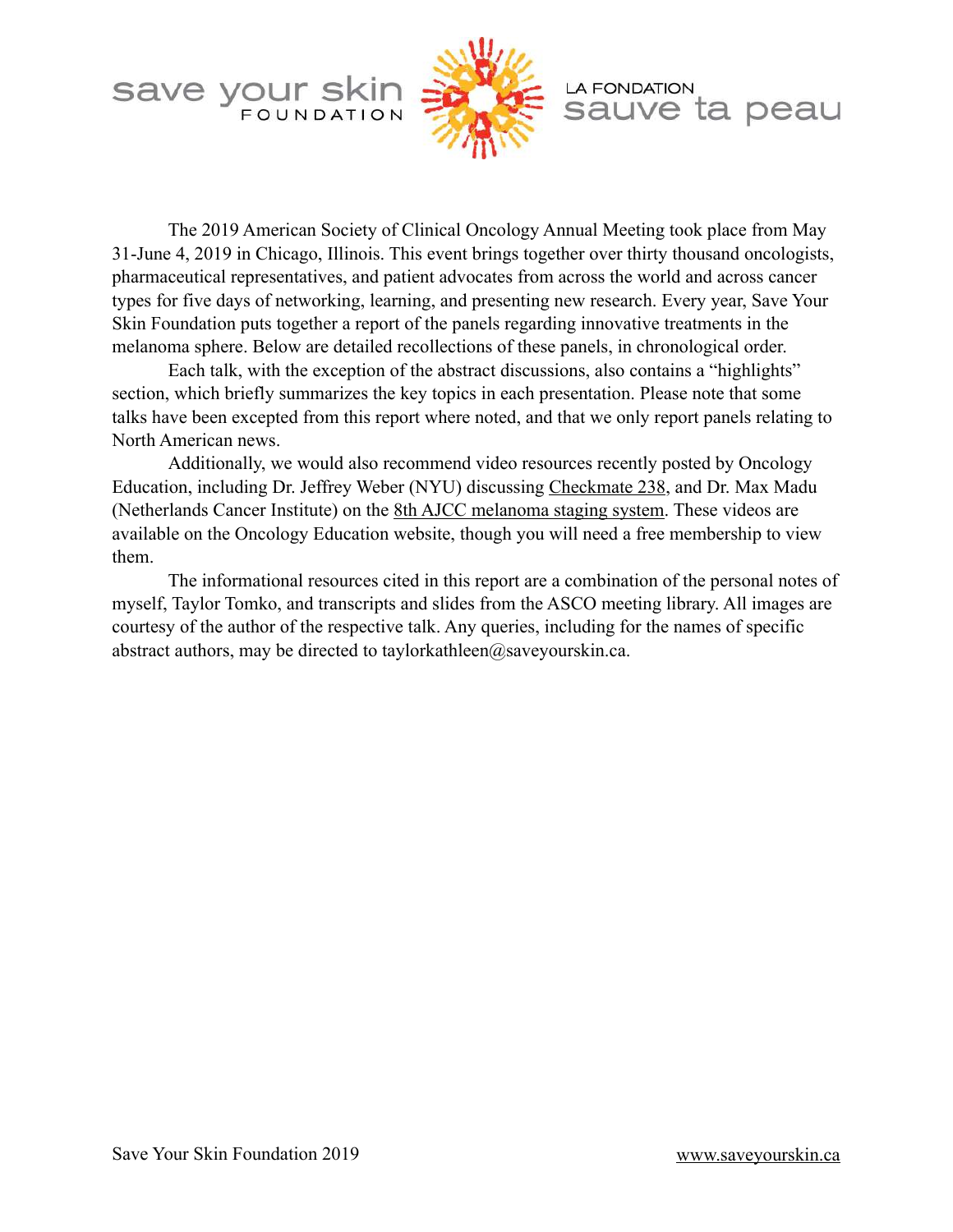save your skin FOUNDATION

LA FONDATION sauve ta peau

The 2019 American Society of Clinical Oncology Annual Meeting took place from May 31-June 4, 2019 in Chicago, Illinois. This event brings together over thirty thousand oncologists, pharmaceutical representatives, and patient advocates from across the world and across cancer types for five days of networking, learning, and presenting new research. Every year, Save Your Skin Foundation puts together a report of the panels regarding innovative treatments in the melanoma sphere. Below are detailed recollections of these panels, in chronological order.

Each talk, with the exception of the abstract discussions, also contains a "highlights" section, which briefly summarizes the key topics in each presentation. Please note that some talks have been excepted from this report where noted, and that we only report panels relating to North American news.

Additionally, we would also recommend video resources recently posted by Oncology Education, including Dr. Jeffrey Weber (NYU) discussing Checkmate 238, and Dr. Max Madu (Netherlands Cancer Institute) on the 8th AJCC melanoma staging system. These videos are available on the Oncology Education website, though you will need a free membership to view them.

The informational resources cited in this report are a combination of the personal notes of myself, Taylor Tomko, and transcripts and slides from the ASCO meeting library. All images are courtesy of the author of the respective talk. Any queries, including for the names of specific abstract authors, may be directed to taylorkathleen@saveyourskin.ca.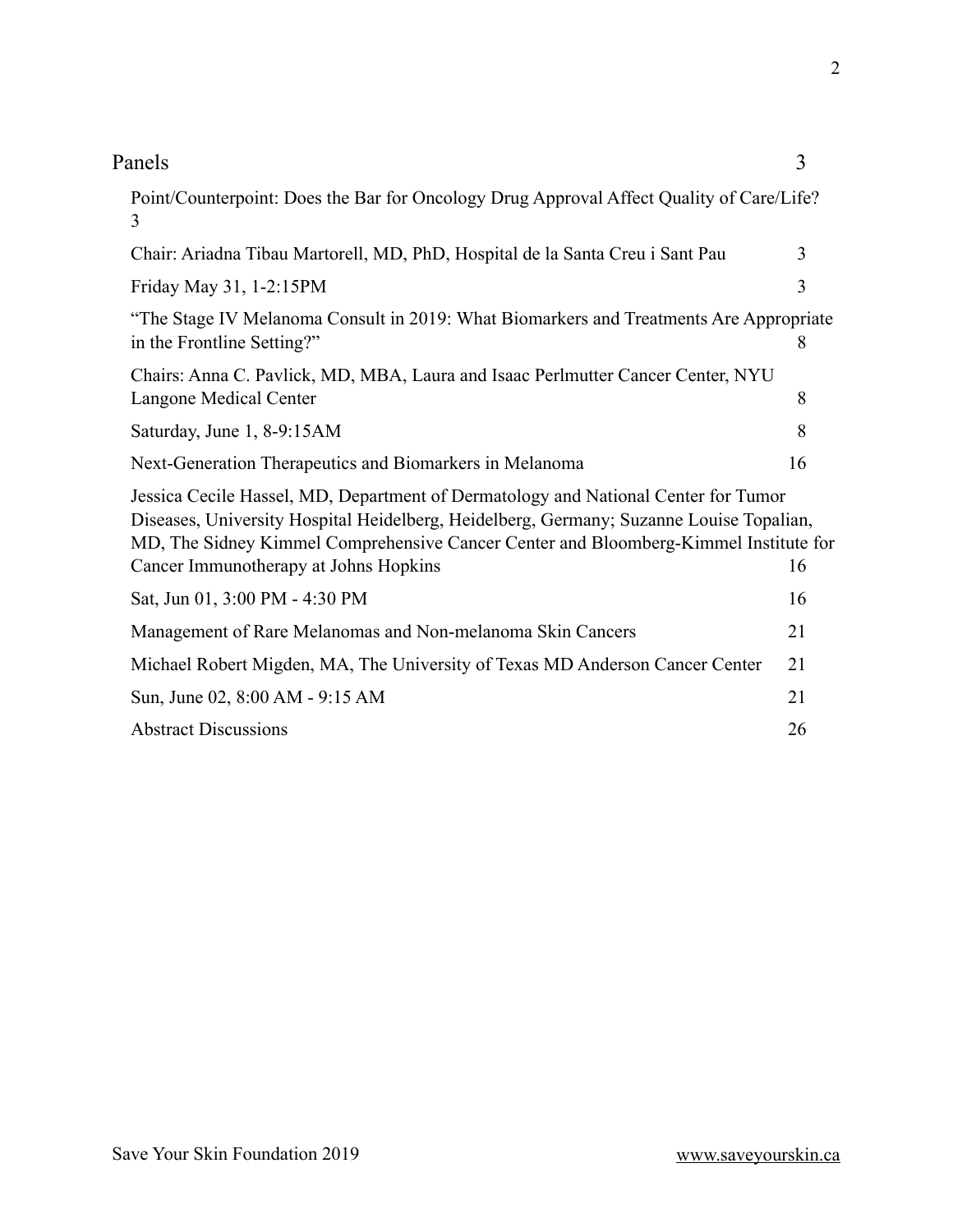Panels 3

- Point/Counterpoint: Does the Bar for Oncology Drug Approval Affect Quality of Care/Life? 3
- Chair: Ariadna Tibau Martorell, MD, PhD, Hospital de la Santa Creu i Sant Pau 3
- Friday May 31, 1-2:15PM 3
- "The Stage IV Melanoma Consult in 2019: What Biomarkers and Treatments Are Appropriate in the Frontline Setting?" 8
- Chairs: Anna C. Pavlick, MD, MBA, Laura and Isaac Perlmutter Cancer Center, NYU Langone Medical Center 8
- Saturday, June 1, 8-9:15AM 8
- Next-Generation Therapeutics and Biomarkers in Melanoma 16
- Jessica Cecile Hassel, MD, Department of Dermatology and National Center for Tumor Diseases, University Hospital Heidelberg, Heidelberg, Germany; Suzanne Louise Topalian, MD, The Sidney Kimmel Comprehensive Cancer Center and Bloomberg-Kimmel Institute for Cancer Immunotherapy at Johns Hopkins 16
- Sat, Jun 01, 3:00 PM - 4:30 PM 16
- Management of Rare Melanomas and Non-melanoma Skin Cancers 21
- Michael Robert Migden, MA, The University of Texas MD Anderson Cancer Center 21
- Sun, June 02, 8:00 AM - 9:15 AM 21
- Abstract Discussions 26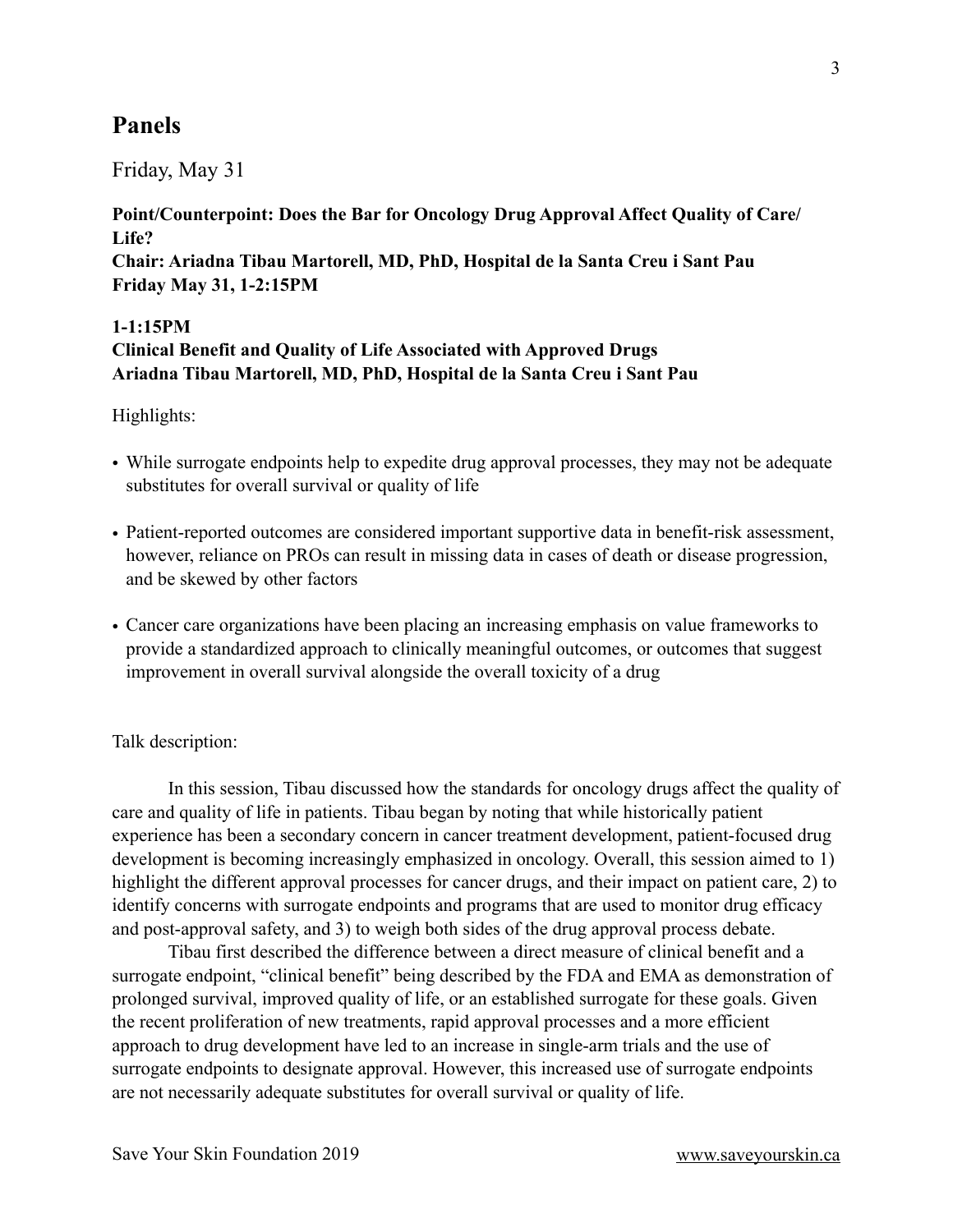# Panels

Friday, May 31

**Point/Counterpoint: Does the Bar for Oncology Drug Approval Affect Quality of Care/ Life?**
**Chair: Ariadna Tibau Martorell, MD, PhD, Hospital de la Santa Creu i Sant Pau**
**Friday May 31, 1-2:15PM**

**1-1:15PM**
**Clinical Benefit and Quality of Life Associated with Approved Drugs**
**Ariadna Tibau Martorell, MD, PhD, Hospital de la Santa Creu i Sant Pau**

Highlights:

- While surrogate endpoints help to expedite drug approval processes, they may not be adequate substitutes for overall survival or quality of life
- Patient-reported outcomes are considered important supportive data in benefit-risk assessment, however, reliance on PROs can result in missing data in cases of death or disease progression, and be skewed by other factors
- Cancer care organizations have been placing an increasing emphasis on value frameworks to provide a standardized approach to clinically meaningful outcomes, or outcomes that suggest improvement in overall survival alongside the overall toxicity of a drug

Talk description:

In this session, Tibau discussed how the standards for oncology drugs affect the quality of care and quality of life in patients. Tibau began by noting that while historically patient experience has been a secondary concern in cancer treatment development, patient-focused drug development is becoming increasingly emphasized in oncology. Overall, this session aimed to 1) highlight the different approval processes for cancer drugs, and their impact on patient care, 2) to identify concerns with surrogate endpoints and programs that are used to monitor drug efficacy and post-approval safety, and 3) to weigh both sides of the drug approval process debate.

Tibau first described the difference between a direct measure of clinical benefit and a surrogate endpoint, "clinical benefit" being described by the FDA and EMA as demonstration of prolonged survival, improved quality of life, or an established surrogate for these goals. Given the recent proliferation of new treatments, rapid approval processes and a more efficient approach to drug development have led to an increase in single-arm trials and the use of surrogate endpoints to designate approval. However, this increased use of surrogate endpoints are not necessarily adequate substitutes for overall survival or quality of life.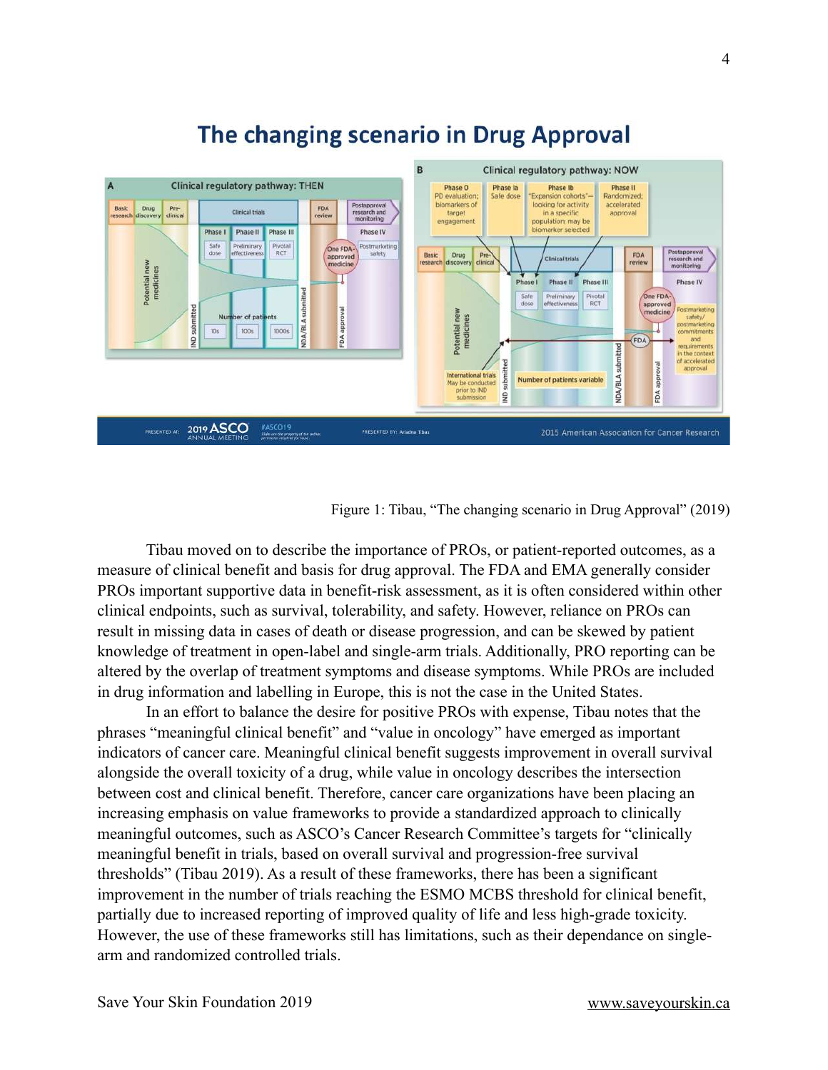Figure 1: Tibau, “The changing scenario in Drug Approval” (2019)

Tibau moved on to describe the importance of PROs, or patient-reported outcomes, as a measure of clinical benefit and basis for drug approval. The FDA and EMA generally consider PROs important supportive data in benefit-risk assessment, as it is often considered within other clinical endpoints, such as survival, tolerability, and safety. However, reliance on PROs can result in missing data in cases of death or disease progression, and can be skewed by patient knowledge of treatment in open-label and single-arm trials. Additionally, PRO reporting can be altered by the overlap of treatment symptoms and disease symptoms. While PROs are included in drug information and labelling in Europe, this is not the case in the United States.

In an effort to balance the desire for positive PROs with expense, Tibau notes that the phrases “meaningful clinical benefit” and “value in oncology” have emerged as important indicators of cancer care. Meaningful clinical benefit suggests improvement in overall survival alongside the overall toxicity of a drug, while value in oncology describes the intersection between cost and clinical benefit. Therefore, cancer care organizations have been placing an increasing emphasis on value frameworks to provide a standardized approach to clinically meaningful outcomes, such as ASCO’s Cancer Research Committee’s targets for “clinically meaningful benefit in trials, based on overall survival and progression-free survival thresholds” (Tibau 2019). As a result of these frameworks, there has been a significant improvement in the number of trials reaching the ESMO MCBS threshold for clinical benefit, partially due to increased reporting of improved quality of life and less high-grade toxicity. However, the use of these frameworks still has limitations, such as their dependance on single-arm and randomized controlled trials.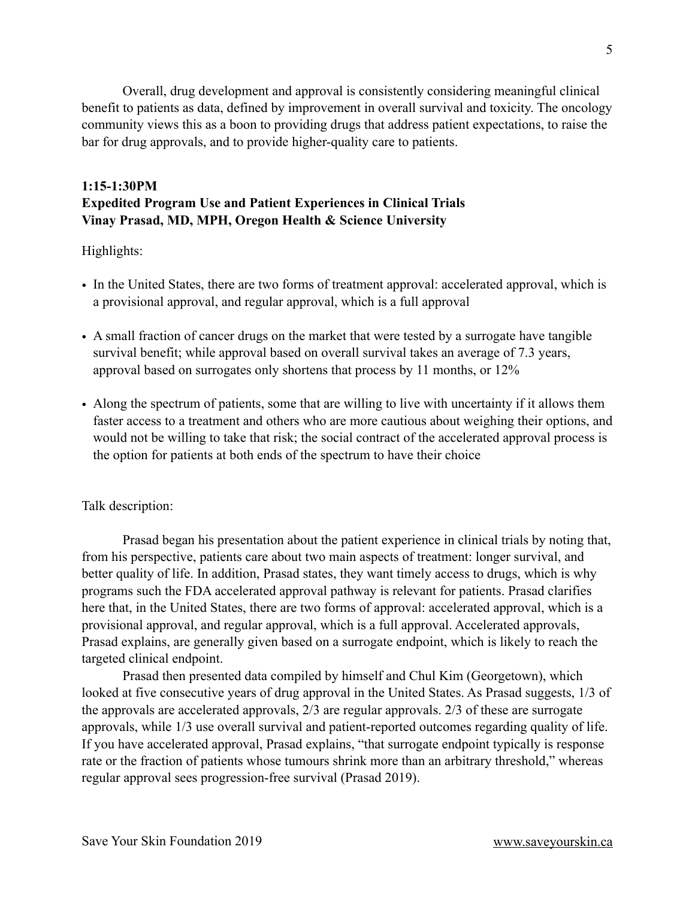Overall, drug development and approval is consistently considering meaningful clinical benefit to patients as data, defined by improvement in overall survival and toxicity. The oncology community views this as a boon to providing drugs that address patient expectations, to raise the bar for drug approvals, and to provide higher-quality care to patients.

**1:15-1:30PM**
**Expedited Program Use and Patient Experiences in Clinical Trials**
**Vinay Prasad, MD, MPH, Oregon Health & Science University**

Highlights:

- In the United States, there are two forms of treatment approval: accelerated approval, which is a provisional approval, and regular approval, which is a full approval
- A small fraction of cancer drugs on the market that were tested by a surrogate have tangible survival benefit; while approval based on overall survival takes an average of 7.3 years, approval based on surrogates only shortens that process by 11 months, or 12%
- Along the spectrum of patients, some that are willing to live with uncertainty if it allows them faster access to a treatment and others who are more cautious about weighing their options, and would not be willing to take that risk; the social contract of the accelerated approval process is the option for patients at both ends of the spectrum to have their choice

Talk description:

Prasad began his presentation about the patient experience in clinical trials by noting that, from his perspective, patients care about two main aspects of treatment: longer survival, and better quality of life. In addition, Prasad states, they want timely access to drugs, which is why programs such the FDA accelerated approval pathway is relevant for patients. Prasad clarifies here that, in the United States, there are two forms of approval: accelerated approval, which is a provisional approval, and regular approval, which is a full approval. Accelerated approvals, Prasad explains, are generally given based on a surrogate endpoint, which is likely to reach the targeted clinical endpoint.

Prasad then presented data compiled by himself and Chul Kim (Georgetown), which looked at five consecutive years of drug approval in the United States. As Prasad suggests, 1/3 of the approvals are accelerated approvals, 2/3 are regular approvals. 2/3 of these are surrogate approvals, while 1/3 use overall survival and patient-reported outcomes regarding quality of life. If you have accelerated approval, Prasad explains, "that surrogate endpoint typically is response rate or the fraction of patients whose tumours shrink more than an arbitrary threshold," whereas regular approval sees progression-free survival (Prasad 2019).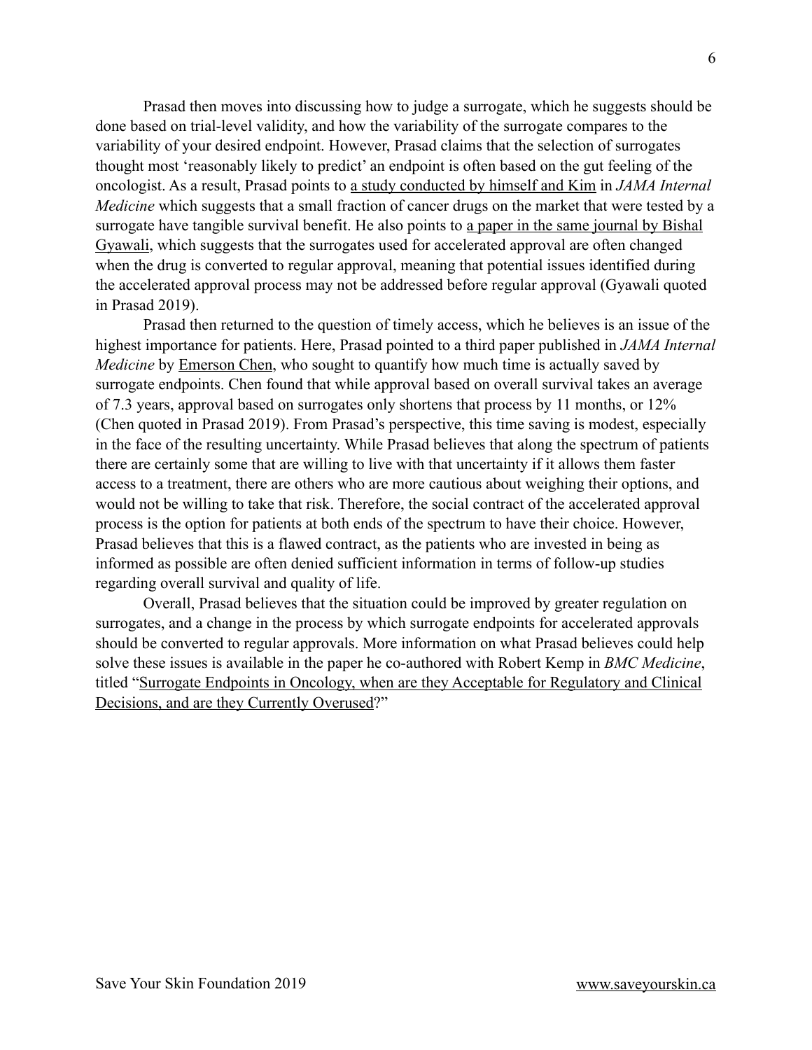Prasad then moves into discussing how to judge a surrogate, which he suggests should be done based on trial-level validity, and how the variability of the surrogate compares to the variability of your desired endpoint. However, Prasad claims that the selection of surrogates thought most 'reasonably likely to predict' an endpoint is often based on the gut feeling of the oncologist. As a result, Prasad points to a study conducted by himself and Kim in *JAMA Internal Medicine* which suggests that a small fraction of cancer drugs on the market that were tested by a surrogate have tangible survival benefit. He also points to a paper in the same journal by Bishal Gyawali, which suggests that the surrogates used for accelerated approval are often changed when the drug is converted to regular approval, meaning that potential issues identified during the accelerated approval process may not be addressed before regular approval (Gyawali quoted in Prasad 2019).

Prasad then returned to the question of timely access, which he believes is an issue of the highest importance for patients. Here, Prasad pointed to a third paper published in *JAMA Internal Medicine* by Emerson Chen, who sought to quantify how much time is actually saved by surrogate endpoints. Chen found that while approval based on overall survival takes an average of 7.3 years, approval based on surrogates only shortens that process by 11 months, or 12% (Chen quoted in Prasad 2019). From Prasad's perspective, this time saving is modest, especially in the face of the resulting uncertainty. While Prasad believes that along the spectrum of patients there are certainly some that are willing to live with that uncertainty if it allows them faster access to a treatment, there are others who are more cautious about weighing their options, and would not be willing to take that risk. Therefore, the social contract of the accelerated approval process is the option for patients at both ends of the spectrum to have their choice. However, Prasad believes that this is a flawed contract, as the patients who are invested in being as informed as possible are often denied sufficient information in terms of follow-up studies regarding overall survival and quality of life.

Overall, Prasad believes that the situation could be improved by greater regulation on surrogates, and a change in the process by which surrogate endpoints for accelerated approvals should be converted to regular approvals. More information on what Prasad believes could help solve these issues is available in the paper he co-authored with Robert Kemp in *BMC Medicine*, titled "Surrogate Endpoints in Oncology, when are they Acceptable for Regulatory and Clinical Decisions, and are they Currently Overused?"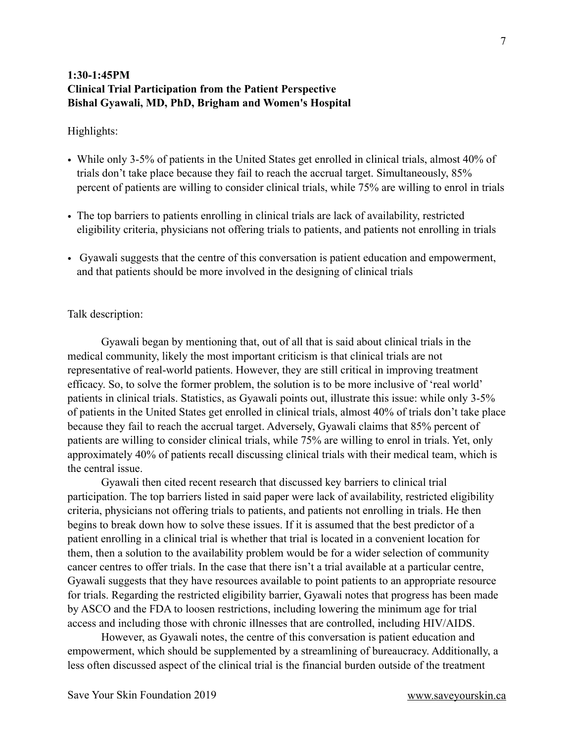**1:30-1:45PM**
**Clinical Trial Participation from the Patient Perspective**
**Bishal Gyawali, MD, PhD, Brigham and Women's Hospital**

Highlights:

- While only 3-5% of patients in the United States get enrolled in clinical trials, almost 40% of trials don't take place because they fail to reach the accrual target. Simultaneously, 85% percent of patients are willing to consider clinical trials, while 75% are willing to enrol in trials
- The top barriers to patients enrolling in clinical trials are lack of availability, restricted eligibility criteria, physicians not offering trials to patients, and patients not enrolling in trials
- Gyawali suggests that the centre of this conversation is patient education and empowerment, and that patients should be more involved in the designing of clinical trials

Talk description:

Gyawali began by mentioning that, out of all that is said about clinical trials in the medical community, likely the most important criticism is that clinical trials are not representative of real-world patients. However, they are still critical in improving treatment efficacy. So, to solve the former problem, the solution is to be more inclusive of 'real world' patients in clinical trials. Statistics, as Gyawali points out, illustrate this issue: while only 3-5% of patients in the United States get enrolled in clinical trials, almost 40% of trials don't take place because they fail to reach the accrual target. Adversely, Gyawali claims that 85% percent of patients are willing to consider clinical trials, while 75% are willing to enrol in trials. Yet, only approximately 40% of patients recall discussing clinical trials with their medical team, which is the central issue.

Gyawali then cited recent research that discussed key barriers to clinical trial participation. The top barriers listed in said paper were lack of availability, restricted eligibility criteria, physicians not offering trials to patients, and patients not enrolling in trials. He then begins to break down how to solve these issues. If it is assumed that the best predictor of a patient enrolling in a clinical trial is whether that trial is located in a convenient location for them, then a solution to the availability problem would be for a wider selection of community cancer centres to offer trials. In the case that there isn't a trial available at a particular centre, Gyawali suggests that they have resources available to point patients to an appropriate resource for trials. Regarding the restricted eligibility barrier, Gyawali notes that progress has been made by ASCO and the FDA to loosen restrictions, including lowering the minimum age for trial access and including those with chronic illnesses that are controlled, including HIV/AIDS.

However, as Gyawali notes, the centre of this conversation is patient education and empowerment, which should be supplemented by a streamlining of bureaucracy. Additionally, a less often discussed aspect of the clinical trial is the financial burden outside of the treatment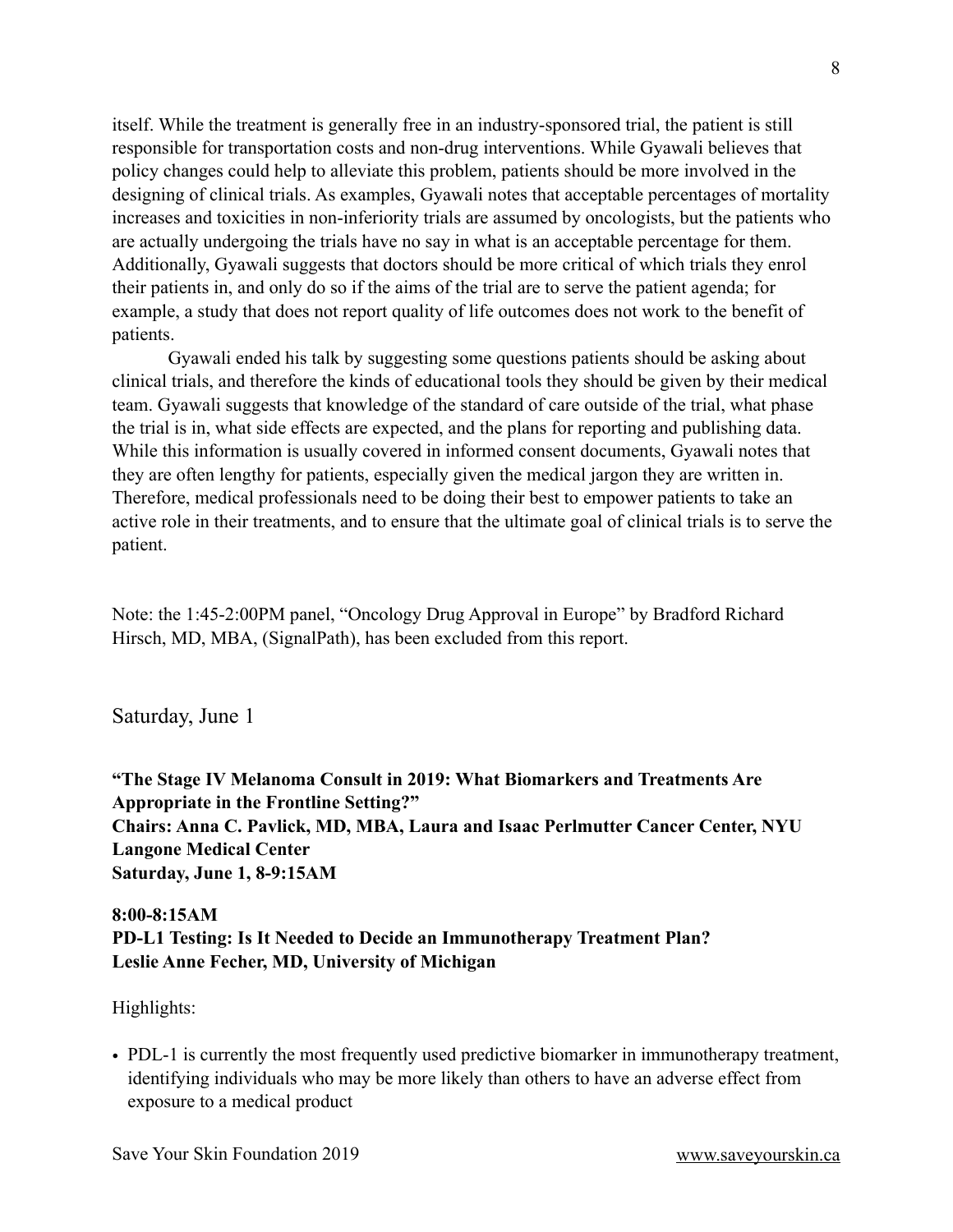itself. While the treatment is generally free in an industry-sponsored trial, the patient is still responsible for transportation costs and non-drug interventions. While Gyawali believes that policy changes could help to alleviate this problem, patients should be more involved in the designing of clinical trials. As examples, Gyawali notes that acceptable percentages of mortality increases and toxicities in non-inferiority trials are assumed by oncologists, but the patients who are actually undergoing the trials have no say in what is an acceptable percentage for them. Additionally, Gyawali suggests that doctors should be more critical of which trials they enrol their patients in, and only do so if the aims of the trial are to serve the patient agenda; for example, a study that does not report quality of life outcomes does not work to the benefit of patients.

Gyawali ended his talk by suggesting some questions patients should be asking about clinical trials, and therefore the kinds of educational tools they should be given by their medical team. Gyawali suggests that knowledge of the standard of care outside of the trial, what phase the trial is in, what side effects are expected, and the plans for reporting and publishing data. While this information is usually covered in informed consent documents, Gyawali notes that they are often lengthy for patients, especially given the medical jargon they are written in. Therefore, medical professionals need to be doing their best to empower patients to take an active role in their treatments, and to ensure that the ultimate goal of clinical trials is to serve the patient.

Note: the 1:45-2:00PM panel, "Oncology Drug Approval in Europe" by Bradford Richard Hirsch, MD, MBA, (SignalPath), has been excluded from this report.

## Saturday, June 1

**"The Stage IV Melanoma Consult in 2019: What Biomarkers and Treatments Are Appropriate in the Frontline Setting?"**
**Chairs: Anna C. Pavlick, MD, MBA, Laura and Isaac Perlmutter Cancer Center, NYU Langone Medical Center**
**Saturday, June 1, 8-9:15AM**

**8:00-8:15AM**
**PD-L1 Testing: Is It Needed to Decide an Immunotherapy Treatment Plan?**
**Leslie Anne Fecher, MD, University of Michigan**

Highlights:

- PDL-1 is currently the most frequently used predictive biomarker in immunotherapy treatment, identifying individuals who may be more likely than others to have an adverse effect from exposure to a medical product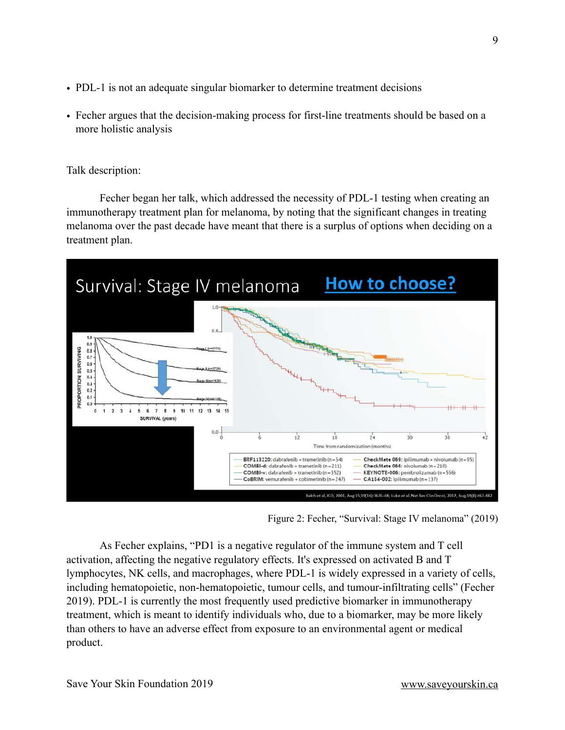- PDL-1 is not an adequate singular biomarker to determine treatment decisions
- Fecher argues that the decision-making process for first-line treatments should be based on a more holistic analysis

Talk description:

Fecher began her talk, which addressed the necessity of PDL-1 testing when creating an immunotherapy treatment plan for melanoma, by noting that the significant changes in treating melanoma over the past decade have meant that there is a surplus of options when deciding on a treatment plan.

Figure 2: Fecher, "Survival: Stage IV melanoma" (2019)

As Fecher explains, "PD1 is a negative regulator of the immune system and T cell activation, affecting the negative regulatory effects. It's expressed on activated B and T lymphocytes, NK cells, and macrophages, where PDL-1 is widely expressed in a variety of cells, including hematopoietic, non-hematopoietic, tumour cells, and tumour-infiltrating cells" (Fecher 2019). PDL-1 is currently the most frequently used predictive biomarker in immunotherapy treatment, which is meant to identify individuals who, due to a biomarker, may be more likely than others to have an adverse effect from exposure to an environmental agent or medical product.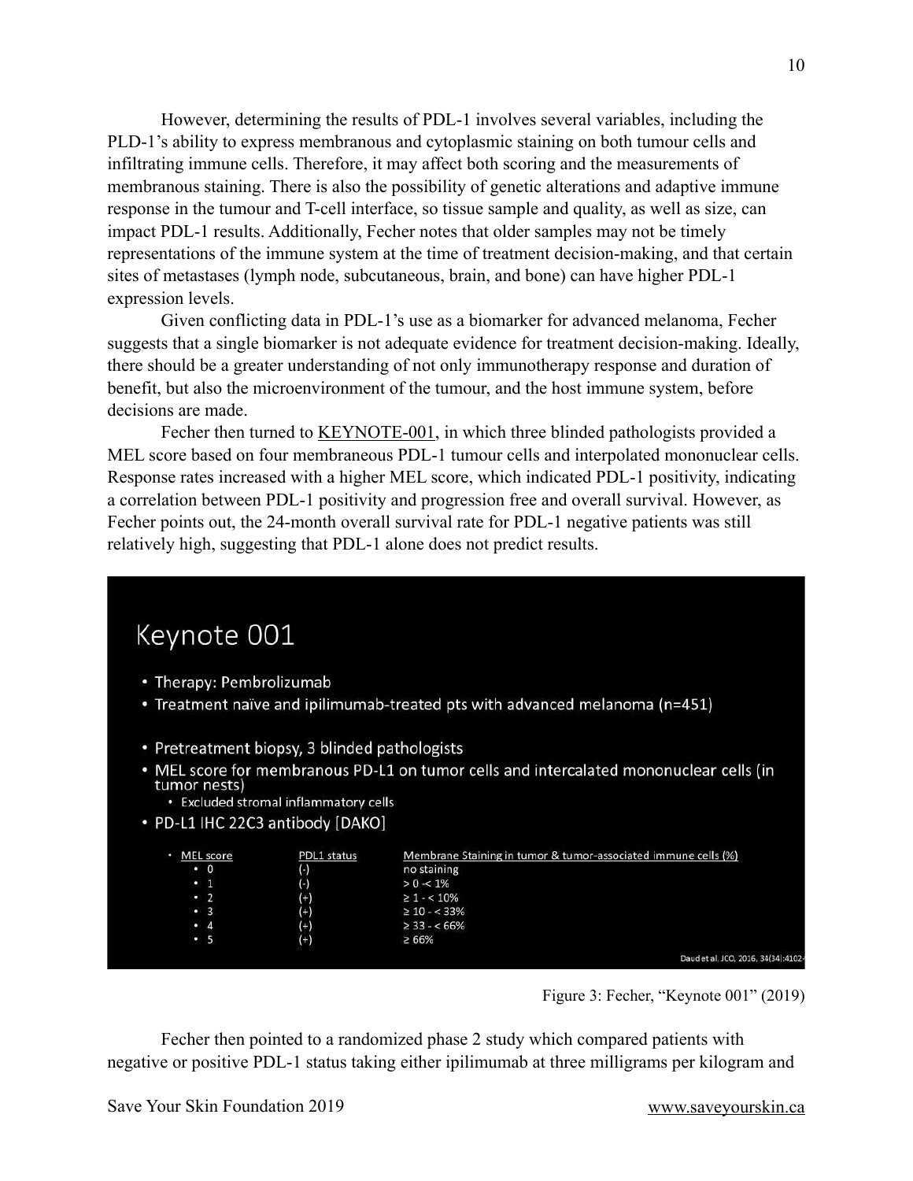However, determining the results of PDL-1 involves several variables, including the PLD-1's ability to express membranous and cytoplasmic staining on both tumour cells and infiltrating immune cells. Therefore, it may affect both scoring and the measurements of membranous staining. There is also the possibility of genetic alterations and adaptive immune response in the tumour and T-cell interface, so tissue sample and quality, as well as size, can impact PDL-1 results. Additionally, Fecher notes that older samples may not be timely representations of the immune system at the time of treatment decision-making, and that certain sites of metastases (lymph node, subcutaneous, brain, and bone) can have higher PDL-1 expression levels.

Given conflicting data in PDL-1's use as a biomarker for advanced melanoma, Fecher suggests that a single biomarker is not adequate evidence for treatment decision-making. Ideally, there should be a greater understanding of not only immunotherapy response and duration of benefit, but also the microenvironment of the tumour, and the host immune system, before decisions are made.

Fecher then turned to KEYNOTE-001, in which three blinded pathologists provided a MEL score based on four membraneous PDL-1 tumour cells and interpolated mononuclear cells. Response rates increased with a higher MEL score, which indicated PDL-1 positivity, indicating a correlation between PDL-1 positivity and progression free and overall survival. However, as Fecher points out, the 24-month overall survival rate for PDL-1 negative patients was still relatively high, suggesting that PDL-1 alone does not predict results.

## Keynote 001

- Therapy: Pembrolizumab
- Treatment naïve and ipilimumab-treated pts with advanced melanoma (n=451)
- Pretreatment biopsy, 3 blinded pathologists
- MEL score for membranous PD-L1 on tumor cells and intercalated mononuclear cells (in tumor nests)
  - Excluded stromal inflammatory cells
- PD-L1 IHC 22C3 antibody [DAKO]

| MEL score | PDL1 status | Membrane Staining in tumor & tumor-associated immune cells (%) |
|---|---|---|
| 0 | (-) | no staining |
| 1 | (-) | > 0 -< 1% |
| 2 | (+) | ≥ 1 - < 10% |
| 3 | (+) | ≥ 10 - < 33% |
| 4 | (+) | ≥ 33 - < 66% |
| 5 | (+) | ≥ 66% |

Daud et al. JCO, 2016, 34(34):4102-

Figure 3: Fecher, "Keynote 001" (2019)

Fecher then pointed to a randomized phase 2 study which compared patients with negative or positive PDL-1 status taking either ipilimumab at three milligrams per kilogram and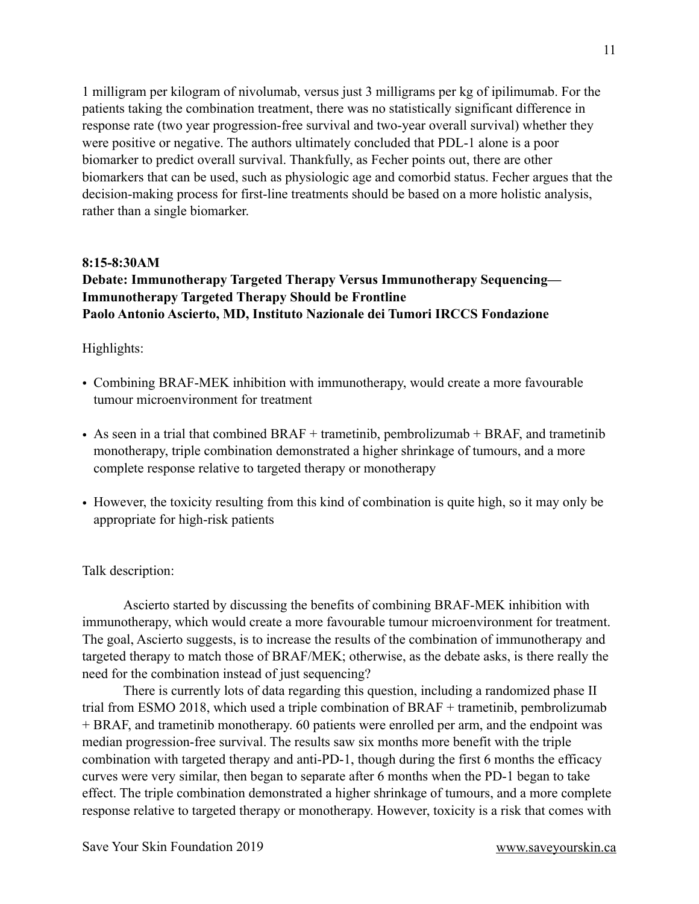1 milligram per kilogram of nivolumab, versus just 3 milligrams per kg of ipilimumab. For the patients taking the combination treatment, there was no statistically significant difference in response rate (two year progression-free survival and two-year overall survival) whether they were positive or negative. The authors ultimately concluded that PDL-1 alone is a poor biomarker to predict overall survival. Thankfully, as Fecher points out, there are other biomarkers that can be used, such as physiologic age and comorbid status. Fecher argues that the decision-making process for first-line treatments should be based on a more holistic analysis, rather than a single biomarker.

**8:15-8:30AM**

**Debate: Immunotherapy Targeted Therapy Versus Immunotherapy Sequencing—Immunotherapy Targeted Therapy Should be Frontline**

**Paolo Antonio Ascierto, MD, Instituto Nazionale dei Tumori IRCCS Fondazione**

Highlights:

- Combining BRAF-MEK inhibition with immunotherapy, would create a more favourable tumour microenvironment for treatment
- As seen in a trial that combined BRAF + trametinib, pembrolizumab + BRAF, and trametinib monotherapy, triple combination demonstrated a higher shrinkage of tumours, and a more complete response relative to targeted therapy or monotherapy
- However, the toxicity resulting from this kind of combination is quite high, so it may only be appropriate for high-risk patients

Talk description:

Ascierto started by discussing the benefits of combining BRAF-MEK inhibition with immunotherapy, which would create a more favourable tumour microenvironment for treatment. The goal, Ascierto suggests, is to increase the results of the combination of immunotherapy and targeted therapy to match those of BRAF/MEK; otherwise, as the debate asks, is there really the need for the combination instead of just sequencing?

There is currently lots of data regarding this question, including a randomized phase II trial from ESMO 2018, which used a triple combination of BRAF + trametinib, pembrolizumab + BRAF, and trametinib monotherapy. 60 patients were enrolled per arm, and the endpoint was median progression-free survival. The results saw six months more benefit with the triple combination with targeted therapy and anti-PD-1, though during the first 6 months the efficacy curves were very similar, then began to separate after 6 months when the PD-1 began to take effect. The triple combination demonstrated a higher shrinkage of tumours, and a more complete response relative to targeted therapy or monotherapy. However, toxicity is a risk that comes with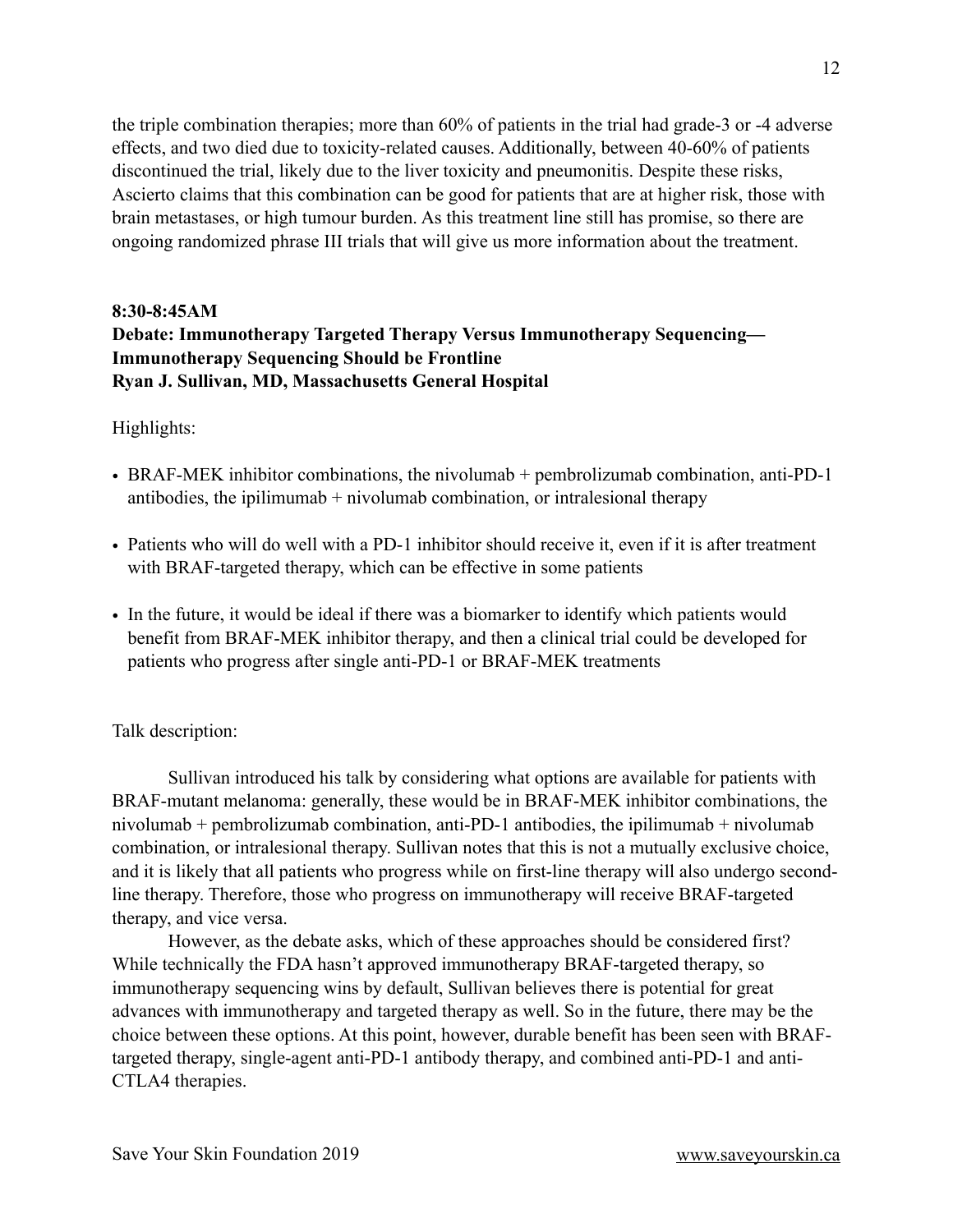the triple combination therapies; more than 60% of patients in the trial had grade-3 or -4 adverse effects, and two died due to toxicity-related causes. Additionally, between 40-60% of patients discontinued the trial, likely due to the liver toxicity and pneumonitis. Despite these risks, Ascierto claims that this combination can be good for patients that are at higher risk, those with brain metastases, or high tumour burden. As this treatment line still has promise, so there are ongoing randomized phrase III trials that will give us more information about the treatment.

**8:30-8:45AM**
**Debate: Immunotherapy Targeted Therapy Versus Immunotherapy Sequencing—Immunotherapy Sequencing Should be Frontline**
**Ryan J. Sullivan, MD, Massachusetts General Hospital**

Highlights:

- BRAF-MEK inhibitor combinations, the nivolumab + pembrolizumab combination, anti-PD-1 antibodies, the ipilimumab + nivolumab combination, or intralesional therapy
- Patients who will do well with a PD-1 inhibitor should receive it, even if it is after treatment with BRAF-targeted therapy, which can be effective in some patients
- In the future, it would be ideal if there was a biomarker to identify which patients would benefit from BRAF-MEK inhibitor therapy, and then a clinical trial could be developed for patients who progress after single anti-PD-1 or BRAF-MEK treatments

Talk description:

Sullivan introduced his talk by considering what options are available for patients with BRAF-mutant melanoma: generally, these would be in BRAF-MEK inhibitor combinations, the nivolumab + pembrolizumab combination, anti-PD-1 antibodies, the ipilimumab + nivolumab combination, or intralesional therapy. Sullivan notes that this is not a mutually exclusive choice, and it is likely that all patients who progress while on first-line therapy will also undergo second-line therapy. Therefore, those who progress on immunotherapy will receive BRAF-targeted therapy, and vice versa.

However, as the debate asks, which of these approaches should be considered first? While technically the FDA hasn't approved immunotherapy BRAF-targeted therapy, so immunotherapy sequencing wins by default, Sullivan believes there is potential for great advances with immunotherapy and targeted therapy as well. So in the future, there may be the choice between these options. At this point, however, durable benefit has been seen with BRAF-targeted therapy, single-agent anti-PD-1 antibody therapy, and combined anti-PD-1 and anti-CTLA4 therapies.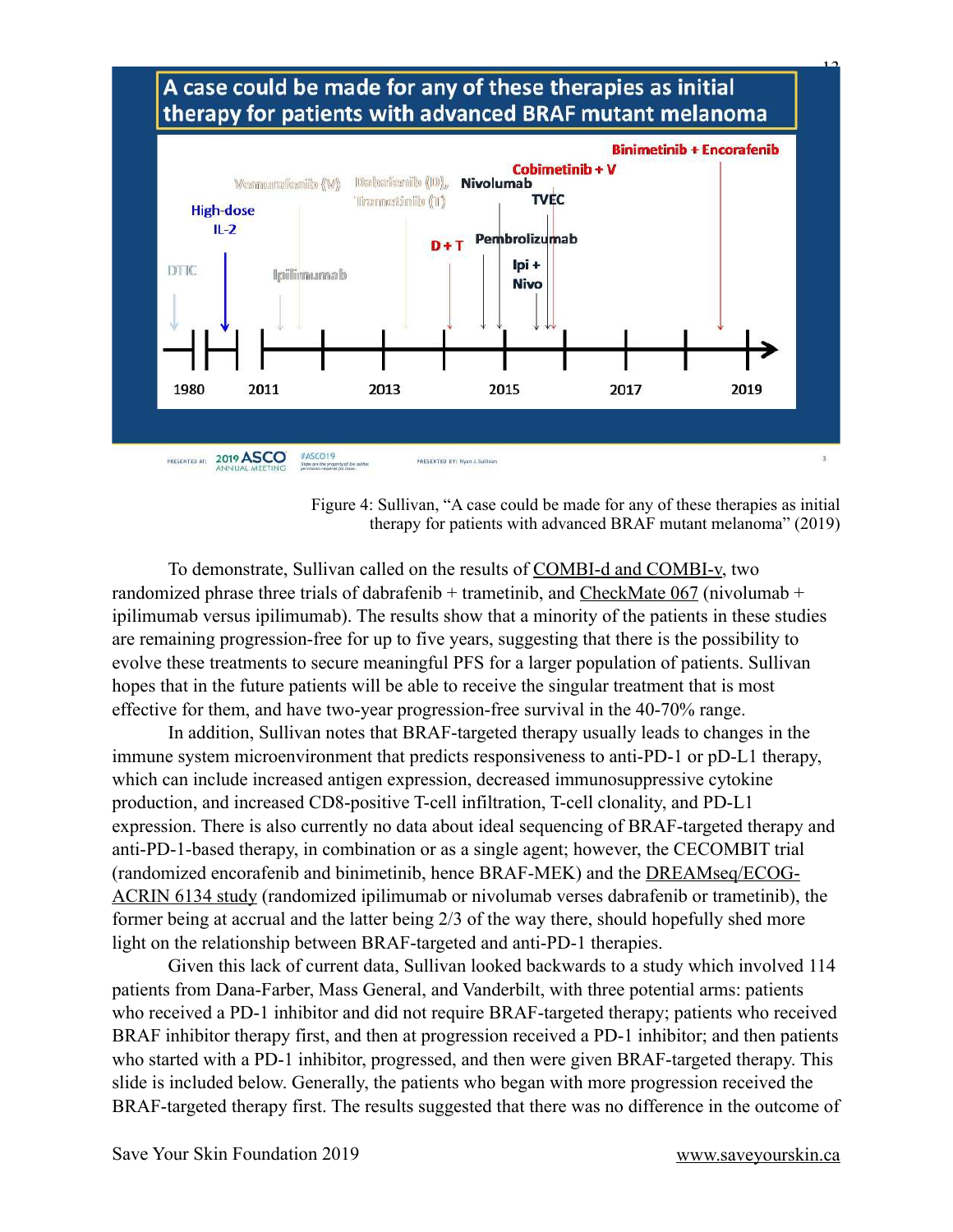Figure 4: Sullivan, "A case could be made for any of these therapies as initial therapy for patients with advanced BRAF mutant melanoma" (2019)

To demonstrate, Sullivan called on the results of COMBI-d and COMBI-v, two randomized phrase three trials of dabrafenib + trametinib, and CheckMate 067 (nivolumab + ipilimumab versus ipilimumab). The results show that a minority of the patients in these studies are remaining progression-free for up to five years, suggesting that there is the possibility to evolve these treatments to secure meaningful PFS for a larger population of patients. Sullivan hopes that in the future patients will be able to receive the singular treatment that is most effective for them, and have two-year progression-free survival in the 40-70% range.

In addition, Sullivan notes that BRAF-targeted therapy usually leads to changes in the immune system microenvironment that predicts responsiveness to anti-PD-1 or pD-L1 therapy, which can include increased antigen expression, decreased immunosuppressive cytokine production, and increased CD8-positive T-cell infiltration, T-cell clonality, and PD-L1 expression. There is also currently no data about ideal sequencing of BRAF-targeted therapy and anti-PD-1-based therapy, in combination or as a single agent; however, the CECOMBIT trial (randomized encorafenib and binimetinib, hence BRAF-MEK) and the DREAMseq/ECOG-ACRIN 6134 study (randomized ipilimumab or nivolumab verses dabrafenib or trametinib), the former being at accrual and the latter being 2/3 of the way there, should hopefully shed more light on the relationship between BRAF-targeted and anti-PD-1 therapies.

Given this lack of current data, Sullivan looked backwards to a study which involved 114 patients from Dana-Farber, Mass General, and Vanderbilt, with three potential arms: patients who received a PD-1 inhibitor and did not require BRAF-targeted therapy; patients who received BRAF inhibitor therapy first, and then at progression received a PD-1 inhibitor; and then patients who started with a PD-1 inhibitor, progressed, and then were given BRAF-targeted therapy. This slide is included below. Generally, the patients who began with more progression received the BRAF-targeted therapy first. The results suggested that there was no difference in the outcome of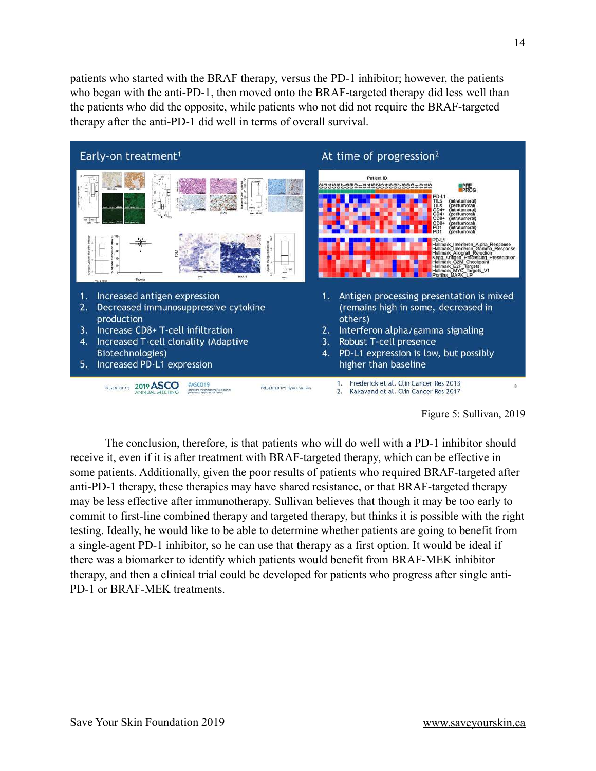patients who started with the BRAF therapy, versus the PD-1 inhibitor; however, the patients who began with the anti-PD-1, then moved onto the BRAF-targeted therapy did less well than the patients who did the opposite, while patients who not did not require the BRAF-targeted therapy after the anti-PD-1 did well in terms of overall survival.

Figure 5: Sullivan, 2019

The conclusion, therefore, is that patients who will do well with a PD-1 inhibitor should receive it, even if it is after treatment with BRAF-targeted therapy, which can be effective in some patients. Additionally, given the poor results of patients who required BRAF-targeted after anti-PD-1 therapy, these therapies may have shared resistance, or that BRAF-targeted therapy may be less effective after immunotherapy. Sullivan believes that though it may be too early to commit to first-line combined therapy and targeted therapy, but thinks it is possible with the right testing. Ideally, he would like to be able to determine whether patients are going to benefit from a single-agent PD-1 inhibitor, so he can use that therapy as a first option. It would be ideal if there was a biomarker to identify which patients would benefit from BRAF-MEK inhibitor therapy, and then a clinical trial could be developed for patients who progress after single anti-PD-1 or BRAF-MEK treatments.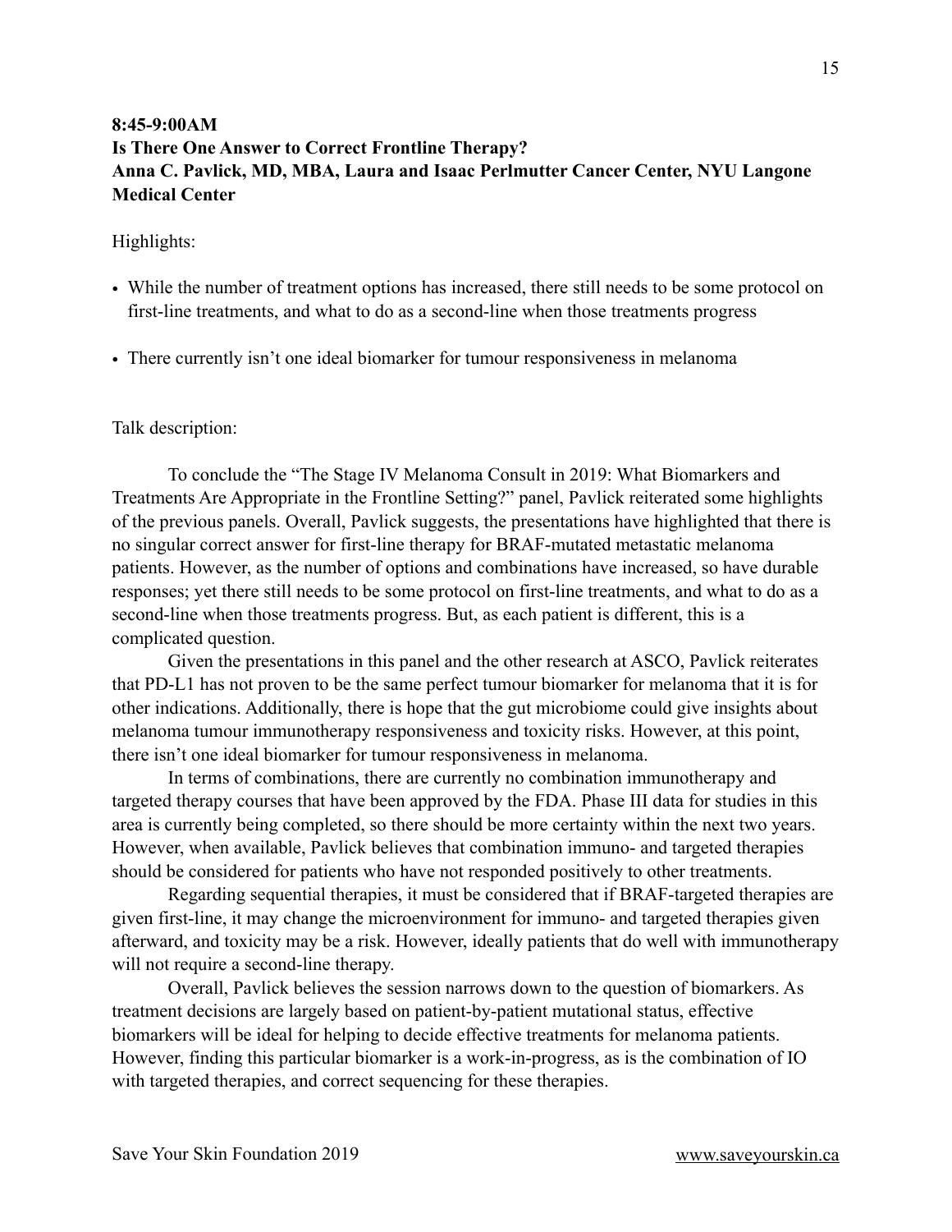**8:45-9:00AM**
**Is There One Answer to Correct Frontline Therapy?**
**Anna C. Pavlick, MD, MBA, Laura and Isaac Perlmutter Cancer Center, NYU Langone Medical Center**

Highlights:

- While the number of treatment options has increased, there still needs to be some protocol on first-line treatments, and what to do as a second-line when those treatments progress
- There currently isn't one ideal biomarker for tumour responsiveness in melanoma

Talk description:

To conclude the "The Stage IV Melanoma Consult in 2019: What Biomarkers and Treatments Are Appropriate in the Frontline Setting?" panel, Pavlick reiterated some highlights of the previous panels. Overall, Pavlick suggests, the presentations have highlighted that there is no singular correct answer for first-line therapy for BRAF-mutated metastatic melanoma patients. However, as the number of options and combinations have increased, so have durable responses; yet there still needs to be some protocol on first-line treatments, and what to do as a second-line when those treatments progress. But, as each patient is different, this is a complicated question.

Given the presentations in this panel and the other research at ASCO, Pavlick reiterates that PD-L1 has not proven to be the same perfect tumour biomarker for melanoma that it is for other indications. Additionally, there is hope that the gut microbiome could give insights about melanoma tumour immunotherapy responsiveness and toxicity risks. However, at this point, there isn't one ideal biomarker for tumour responsiveness in melanoma.

In terms of combinations, there are currently no combination immunotherapy and targeted therapy courses that have been approved by the FDA. Phase III data for studies in this area is currently being completed, so there should be more certainty within the next two years. However, when available, Pavlick believes that combination immuno- and targeted therapies should be considered for patients who have not responded positively to other treatments.

Regarding sequential therapies, it must be considered that if BRAF-targeted therapies are given first-line, it may change the microenvironment for immuno- and targeted therapies given afterward, and toxicity may be a risk. However, ideally patients that do well with immunotherapy will not require a second-line therapy.

Overall, Pavlick believes the session narrows down to the question of biomarkers. As treatment decisions are largely based on patient-by-patient mutational status, effective biomarkers will be ideal for helping to decide effective treatments for melanoma patients. However, finding this particular biomarker is a work-in-progress, as is the combination of IO with targeted therapies, and correct sequencing for these therapies.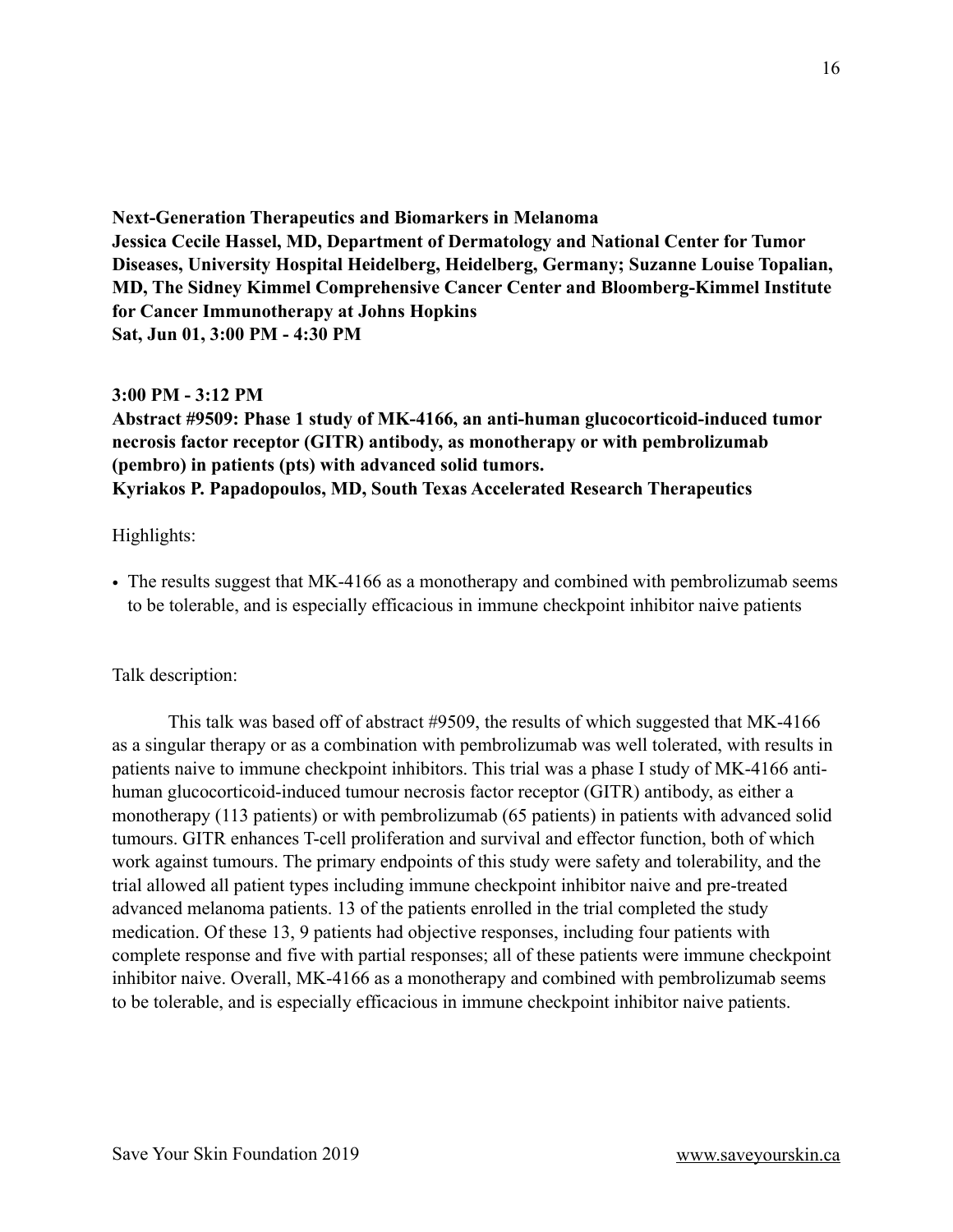**Next-Generation Therapeutics and Biomarkers in Melanoma**
**Jessica Cecile Hassel, MD, Department of Dermatology and National Center for Tumor Diseases, University Hospital Heidelberg, Heidelberg, Germany; Suzanne Louise Topalian, MD, The Sidney Kimmel Comprehensive Cancer Center and Bloomberg-Kimmel Institute for Cancer Immunotherapy at Johns Hopkins**
**Sat, Jun 01, 3:00 PM - 4:30 PM**

**3:00 PM - 3:12 PM**
**Abstract #9509: Phase 1 study of MK-4166, an anti-human glucocorticoid-induced tumor necrosis factor receptor (GITR) antibody, as monotherapy or with pembrolizumab (pembro) in patients (pts) with advanced solid tumors.**
**Kyriakos P. Papadopoulos, MD, South Texas Accelerated Research Therapeutics**

Highlights:

- The results suggest that MK-4166 as a monotherapy and combined with pembrolizumab seems to be tolerable, and is especially efficacious in immune checkpoint inhibitor naive patients

Talk description:

This talk was based off of abstract #9509, the results of which suggested that MK-4166 as a singular therapy or as a combination with pembrolizumab was well tolerated, with results in patients naive to immune checkpoint inhibitors. This trial was a phase I study of MK-4166 anti-human glucocorticoid-induced tumour necrosis factor receptor (GITR) antibody, as either a monotherapy (113 patients) or with pembrolizumab (65 patients) in patients with advanced solid tumours. GITR enhances T-cell proliferation and survival and effector function, both of which work against tumours. The primary endpoints of this study were safety and tolerability, and the trial allowed all patient types including immune checkpoint inhibitor naive and pre-treated advanced melanoma patients. 13 of the patients enrolled in the trial completed the study medication. Of these 13, 9 patients had objective responses, including four patients with complete response and five with partial responses; all of these patients were immune checkpoint inhibitor naive. Overall, MK-4166 as a monotherapy and combined with pembrolizumab seems to be tolerable, and is especially efficacious in immune checkpoint inhibitor naive patients.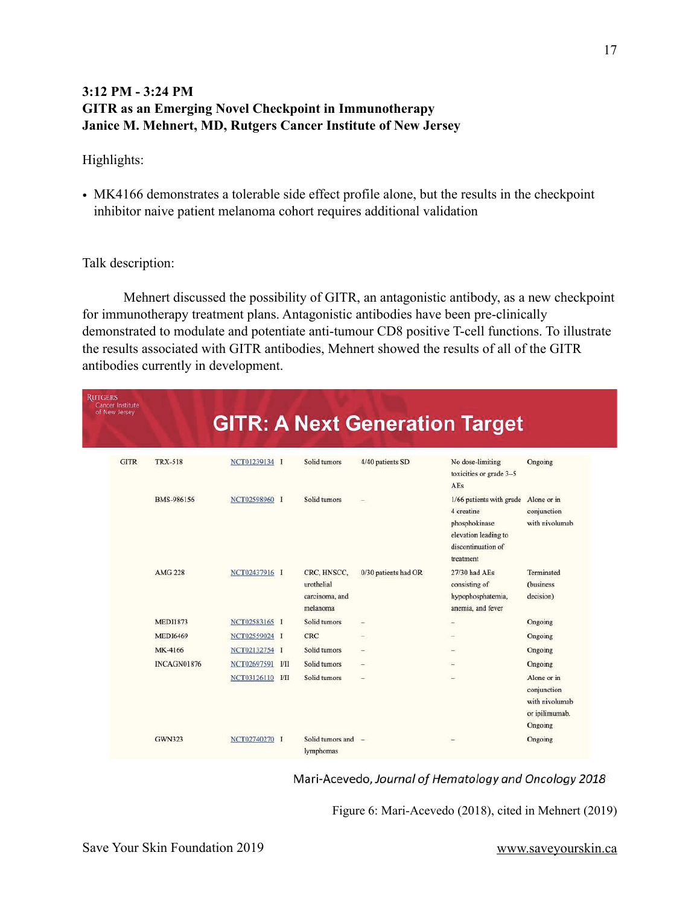**3:12 PM - 3:24 PM**
**GITR as an Emerging Novel Checkpoint in Immunotherapy**
**Janice M. Mehnert, MD, Rutgers Cancer Institute of New Jersey**

Highlights:

- MK4166 demonstrates a tolerable side effect profile alone, but the results in the checkpoint inhibitor naive patient melanoma cohort requires additional validation

Talk description:

Mehnert discussed the possibility of GITR, an antagonistic antibody, as a new checkpoint for immunotherapy treatment plans. Antagonistic antibodies have been pre-clinically demonstrated to modulate and potentiate anti-tumour CD8 positive T-cell functions. To illustrate the results associated with GITR antibodies, Mehnert showed the results of all of the GITR antibodies currently in development.

RUTGERS Cancer Institute of New Jersey

**GITR: A Next Generation Target**

| | | | | | | | |
|---|---|---|---|---|---|---|---|
| GITR | TRX-518 | NCT01239134 | I | Solid tumors | 4/40 patients SD | No dose-limiting toxicities or grade 3–5 AEs | Ongoing |
| | BMS-986156 | NCT02598960 | I | Solid tumors | – | 1/66 patients with grade 4 creatine phosphokinase elevation leading to discontinuation of treatment | Alone or in conjunction with nivolumab |
| | AMG 228 | NCT02437916 | I | CRC, HNSCC, urothelial carcinoma, and melanoma | 0/30 patients had OR | 27/30 had AEs consisting of hypophosphatemia, anemia, and fever | Terminated (business decision) |
| | MEDI1873 | NCT02583165 | I | Solid tumors | – | – | Ongoing |
| | MEDI6469 | NCT02559024 | I | CRC | – | – | Ongoing |
| | MK-4166 | NCT02132754 | I | Solid tumors | – | – | Ongoing |
| | INCAGN01876 | NCT02697591 | I/II | Solid tumors | – | – | Ongoing |
| | | NCT03126110 | I/II | Solid tumors | – | – | Alone or in conjunction with nivolumab or ipilimumab. Ongoing |
| | GWN323 | NCT02740270 | I | Solid tumors and lymphomas | – | – | Ongoing |

Mari-Acevedo, *Journal of Hematology and Oncology 2018*

Figure 6: Mari-Acevedo (2018), cited in Mehnert (2019)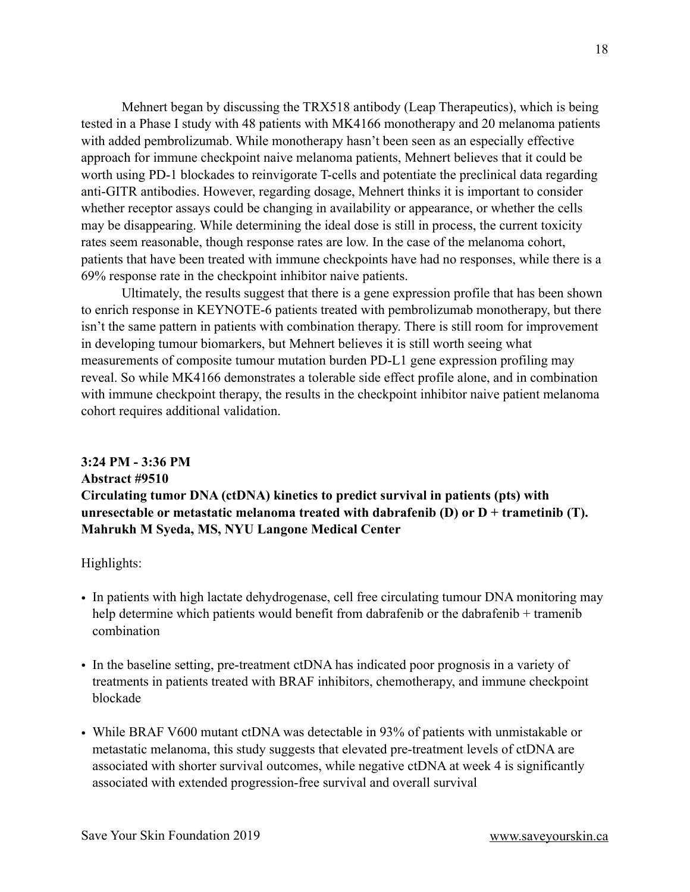Mehnert began by discussing the TRX518 antibody (Leap Therapeutics), which is being tested in a Phase I study with 48 patients with MK4166 monotherapy and 20 melanoma patients with added pembrolizumab. While monotherapy hasn't been seen as an especially effective approach for immune checkpoint naive melanoma patients, Mehnert believes that it could be worth using PD-1 blockades to reinvigorate T-cells and potentiate the preclinical data regarding anti-GITR antibodies. However, regarding dosage, Mehnert thinks it is important to consider whether receptor assays could be changing in availability or appearance, or whether the cells may be disappearing. While determining the ideal dose is still in process, the current toxicity rates seem reasonable, though response rates are low. In the case of the melanoma cohort, patients that have been treated with immune checkpoints have had no responses, while there is a 69% response rate in the checkpoint inhibitor naive patients.

Ultimately, the results suggest that there is a gene expression profile that has been shown to enrich response in KEYNOTE-6 patients treated with pembrolizumab monotherapy, but there isn't the same pattern in patients with combination therapy. There is still room for improvement in developing tumour biomarkers, but Mehnert believes it is still worth seeing what measurements of composite tumour mutation burden PD-L1 gene expression profiling may reveal. So while MK4166 demonstrates a tolerable side effect profile alone, and in combination with immune checkpoint therapy, the results in the checkpoint inhibitor naive patient melanoma cohort requires additional validation.

**3:24 PM - 3:36 PM**
**Abstract #9510**
**Circulating tumor DNA (ctDNA) kinetics to predict survival in patients (pts) with unresectable or metastatic melanoma treated with dabrafenib (D) or D + trametinib (T).**
**Mahrukh M Syeda, MS, NYU Langone Medical Center**

Highlights:

- In patients with high lactate dehydrogenase, cell free circulating tumour DNA monitoring may help determine which patients would benefit from dabrafenib or the dabrafenib + tramenib combination
- In the baseline setting, pre-treatment ctDNA has indicated poor prognosis in a variety of treatments in patients treated with BRAF inhibitors, chemotherapy, and immune checkpoint blockade
- While BRAF V600 mutant ctDNA was detectable in 93% of patients with unmistakable or metastatic melanoma, this study suggests that elevated pre-treatment levels of ctDNA are associated with shorter survival outcomes, while negative ctDNA at week 4 is significantly associated with extended progression-free survival and overall survival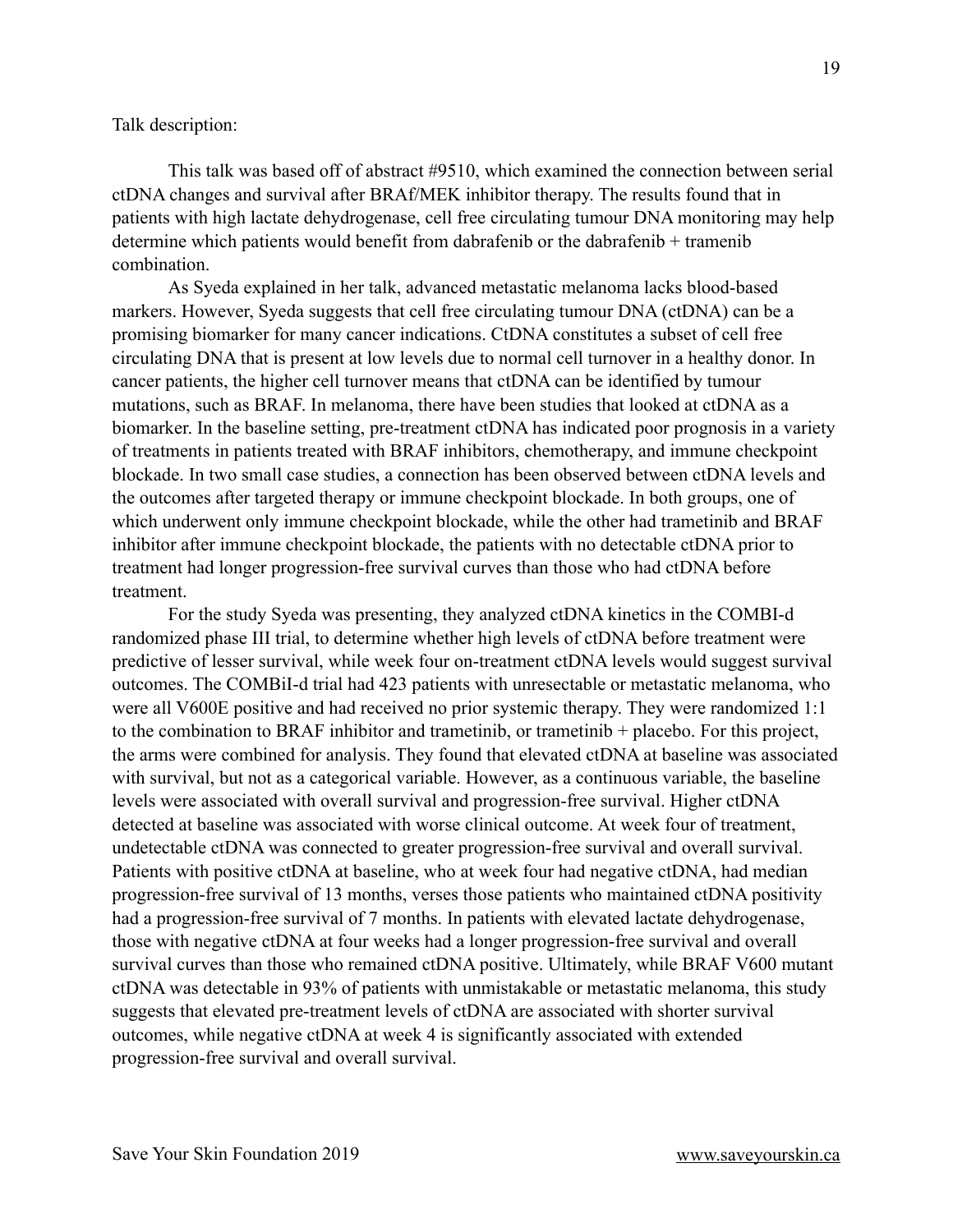Talk description:

This talk was based off of abstract #9510, which examined the connection between serial ctDNA changes and survival after BRAf/MEK inhibitor therapy. The results found that in patients with high lactate dehydrogenase, cell free circulating tumour DNA monitoring may help determine which patients would benefit from dabrafenib or the dabrafenib + tramenib combination.

As Syeda explained in her talk, advanced metastatic melanoma lacks blood-based markers. However, Syeda suggests that cell free circulating tumour DNA (ctDNA) can be a promising biomarker for many cancer indications. CtDNA constitutes a subset of cell free circulating DNA that is present at low levels due to normal cell turnover in a healthy donor. In cancer patients, the higher cell turnover means that ctDNA can be identified by tumour mutations, such as BRAF. In melanoma, there have been studies that looked at ctDNA as a biomarker. In the baseline setting, pre-treatment ctDNA has indicated poor prognosis in a variety of treatments in patients treated with BRAF inhibitors, chemotherapy, and immune checkpoint blockade. In two small case studies, a connection has been observed between ctDNA levels and the outcomes after targeted therapy or immune checkpoint blockade. In both groups, one of which underwent only immune checkpoint blockade, while the other had trametinib and BRAF inhibitor after immune checkpoint blockade, the patients with no detectable ctDNA prior to treatment had longer progression-free survival curves than those who had ctDNA before treatment.

For the study Syeda was presenting, they analyzed ctDNA kinetics in the COMBI-d randomized phase III trial, to determine whether high levels of ctDNA before treatment were predictive of lesser survival, while week four on-treatment ctDNA levels would suggest survival outcomes. The COMBiI-d trial had 423 patients with unresectable or metastatic melanoma, who were all V600E positive and had received no prior systemic therapy. They were randomized 1:1 to the combination to BRAF inhibitor and trametinib, or trametinib + placebo. For this project, the arms were combined for analysis. They found that elevated ctDNA at baseline was associated with survival, but not as a categorical variable. However, as a continuous variable, the baseline levels were associated with overall survival and progression-free survival. Higher ctDNA detected at baseline was associated with worse clinical outcome. At week four of treatment, undetectable ctDNA was connected to greater progression-free survival and overall survival. Patients with positive ctDNA at baseline, who at week four had negative ctDNA, had median progression-free survival of 13 months, verses those patients who maintained ctDNA positivity had a progression-free survival of 7 months. In patients with elevated lactate dehydrogenase, those with negative ctDNA at four weeks had a longer progression-free survival and overall survival curves than those who remained ctDNA positive. Ultimately, while BRAF V600 mutant ctDNA was detectable in 93% of patients with unmistakable or metastatic melanoma, this study suggests that elevated pre-treatment levels of ctDNA are associated with shorter survival outcomes, while negative ctDNA at week 4 is significantly associated with extended progression-free survival and overall survival.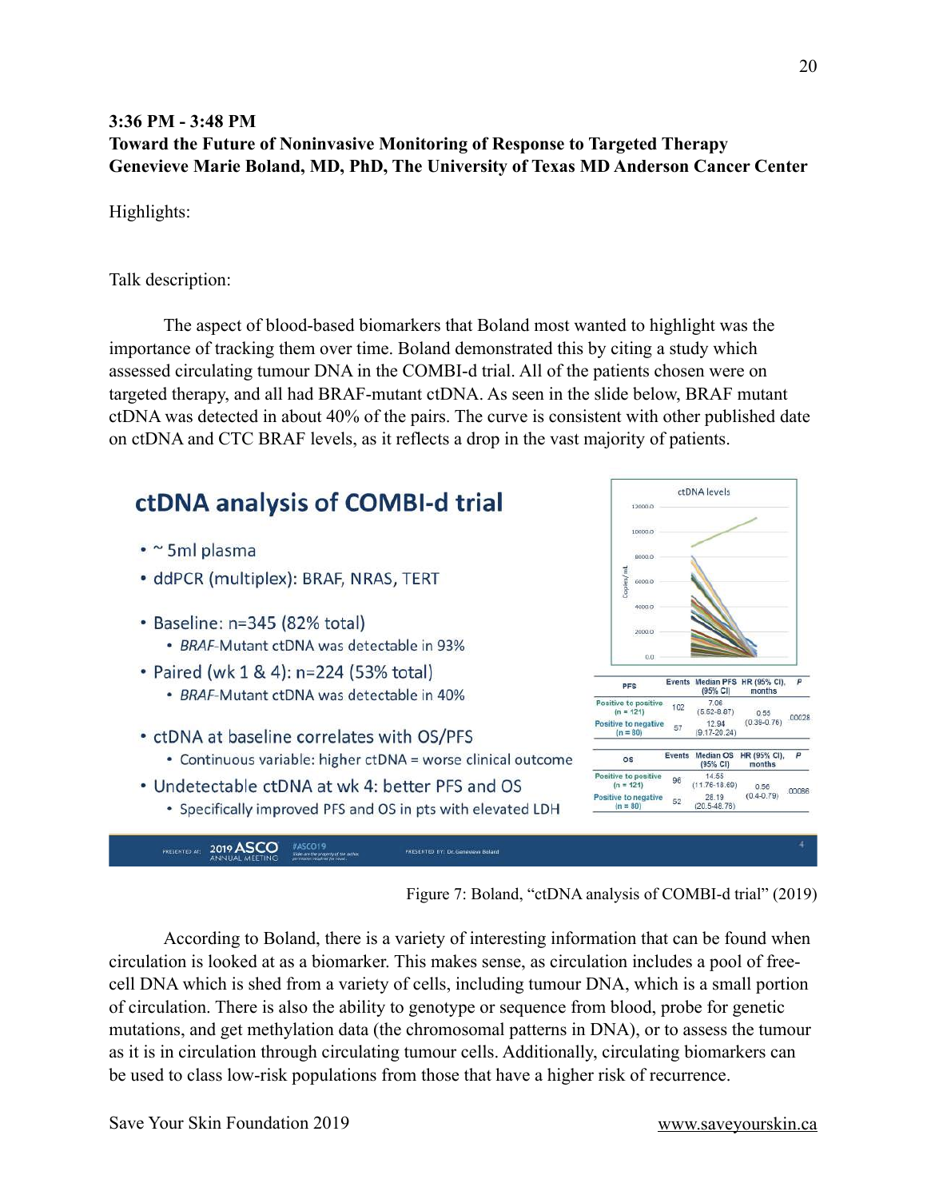**3:36 PM - 3:48 PM**
**Toward the Future of Noninvasive Monitoring of Response to Targeted Therapy**
**Genevieve Marie Boland, MD, PhD, The University of Texas MD Anderson Cancer Center**

Highlights:

Talk description:

The aspect of blood-based biomarkers that Boland most wanted to highlight was the importance of tracking them over time. Boland demonstrated this by citing a study which assessed circulating tumour DNA in the COMBI-d trial. All of the patients chosen were on targeted therapy, and all had BRAF-mutant ctDNA. As seen in the slide below, BRAF mutant ctDNA was detected in about 40% of the pairs. The curve is consistent with other published date on ctDNA and CTC BRAF levels, as it reflects a drop in the vast majority of patients.

Figure 7: Boland, "ctDNA analysis of COMBI-d trial" (2019)

According to Boland, there is a variety of interesting information that can be found when circulation is looked at as a biomarker. This makes sense, as circulation includes a pool of free-cell DNA which is shed from a variety of cells, including tumour DNA, which is a small portion of circulation. There is also the ability to genotype or sequence from blood, probe for genetic mutations, and get methylation data (the chromosomal patterns in DNA), or to assess the tumour as it is in circulation through circulating tumour cells. Additionally, circulating biomarkers can be used to class low-risk populations from those that have a higher risk of recurrence.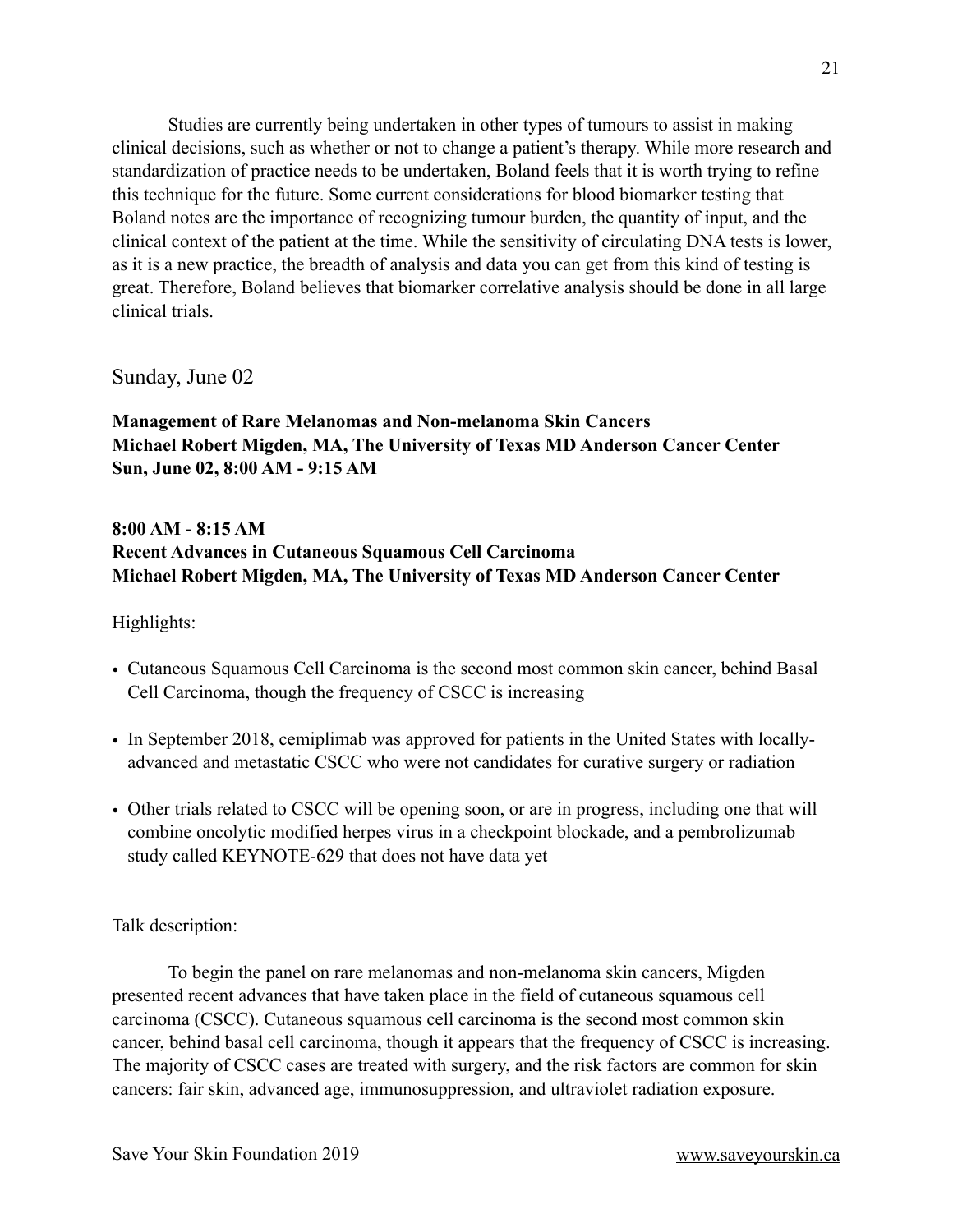Studies are currently being undertaken in other types of tumours to assist in making clinical decisions, such as whether or not to change a patient's therapy. While more research and standardization of practice needs to be undertaken, Boland feels that it is worth trying to refine this technique for the future. Some current considerations for blood biomarker testing that Boland notes are the importance of recognizing tumour burden, the quantity of input, and the clinical context of the patient at the time. While the sensitivity of circulating DNA tests is lower, as it is a new practice, the breadth of analysis and data you can get from this kind of testing is great. Therefore, Boland believes that biomarker correlative analysis should be done in all large clinical trials.

## Sunday, June 02

**Management of Rare Melanomas and Non-melanoma Skin Cancers**
**Michael Robert Migden, MA, The University of Texas MD Anderson Cancer Center**
**Sun, June 02, 8:00 AM - 9:15 AM**

**8:00 AM - 8:15 AM**
**Recent Advances in Cutaneous Squamous Cell Carcinoma**
**Michael Robert Migden, MA, The University of Texas MD Anderson Cancer Center**

Highlights:

- Cutaneous Squamous Cell Carcinoma is the second most common skin cancer, behind Basal Cell Carcinoma, though the frequency of CSCC is increasing
- In September 2018, cemiplimab was approved for patients in the United States with locally-advanced and metastatic CSCC who were not candidates for curative surgery or radiation
- Other trials related to CSCC will be opening soon, or are in progress, including one that will combine oncolytic modified herpes virus in a checkpoint blockade, and a pembrolizumab study called KEYNOTE-629 that does not have data yet

Talk description:

To begin the panel on rare melanomas and non-melanoma skin cancers, Migden presented recent advances that have taken place in the field of cutaneous squamous cell carcinoma (CSCC). Cutaneous squamous cell carcinoma is the second most common skin cancer, behind basal cell carcinoma, though it appears that the frequency of CSCC is increasing. The majority of CSCC cases are treated with surgery, and the risk factors are common for skin cancers: fair skin, advanced age, immunosuppression, and ultraviolet radiation exposure.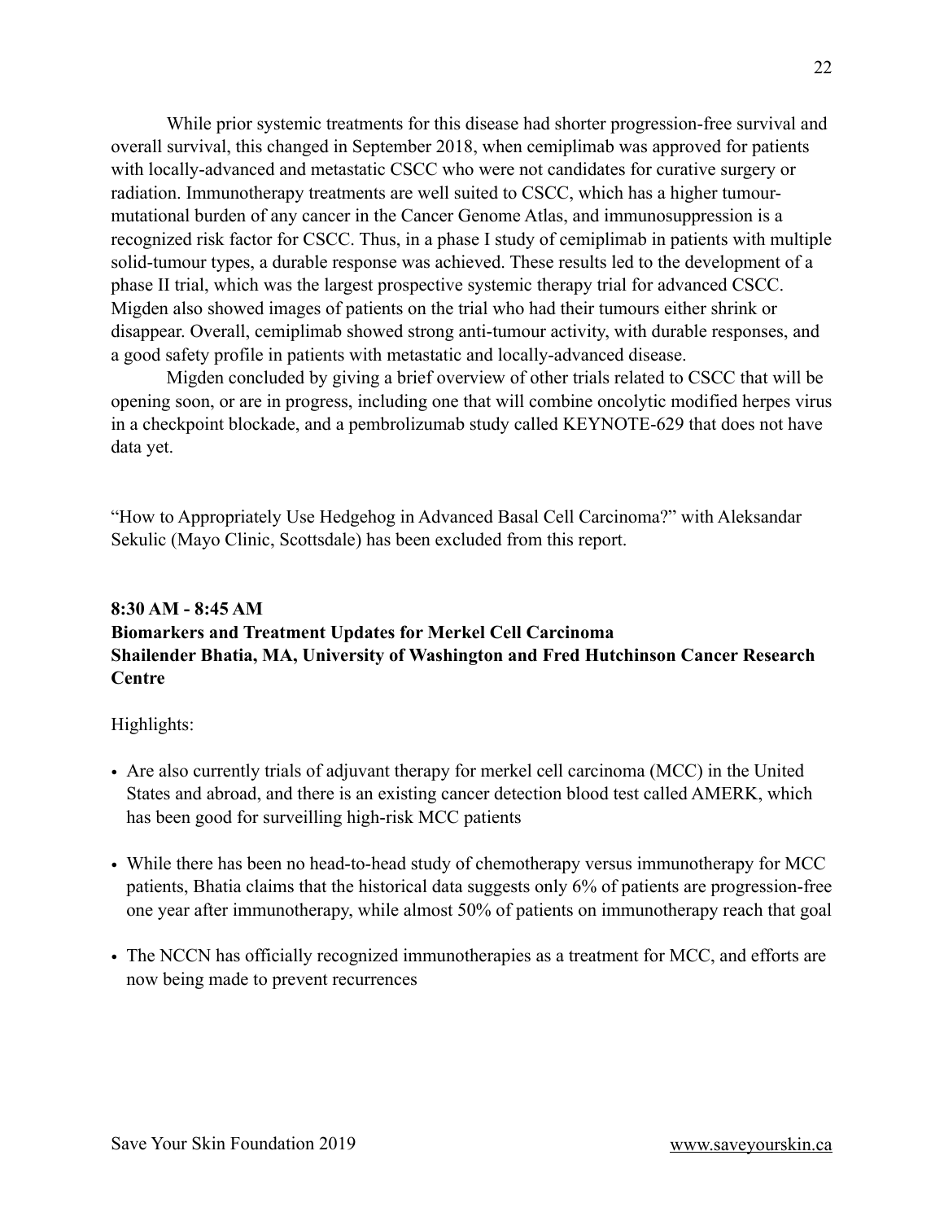While prior systemic treatments for this disease had shorter progression-free survival and overall survival, this changed in September 2018, when cemiplimab was approved for patients with locally-advanced and metastatic CSCC who were not candidates for curative surgery or radiation. Immunotherapy treatments are well suited to CSCC, which has a higher tumour-mutational burden of any cancer in the Cancer Genome Atlas, and immunosuppression is a recognized risk factor for CSCC. Thus, in a phase I study of cemiplimab in patients with multiple solid-tumour types, a durable response was achieved. These results led to the development of a phase II trial, which was the largest prospective systemic therapy trial for advanced CSCC. Migden also showed images of patients on the trial who had their tumours either shrink or disappear. Overall, cemiplimab showed strong anti-tumour activity, with durable responses, and a good safety profile in patients with metastatic and locally-advanced disease.

Migden concluded by giving a brief overview of other trials related to CSCC that will be opening soon, or are in progress, including one that will combine oncolytic modified herpes virus in a checkpoint blockade, and a pembrolizumab study called KEYNOTE-629 that does not have data yet.

"How to Appropriately Use Hedgehog in Advanced Basal Cell Carcinoma?" with Aleksandar Sekulic (Mayo Clinic, Scottsdale) has been excluded from this report.

**8:30 AM - 8:45 AM**
**Biomarkers and Treatment Updates for Merkel Cell Carcinoma**
**Shailender Bhatia, MA, University of Washington and Fred Hutchinson Cancer Research Centre**

Highlights:

- Are also currently trials of adjuvant therapy for merkel cell carcinoma (MCC) in the United States and abroad, and there is an existing cancer detection blood test called AMERK, which has been good for surveilling high-risk MCC patients

- While there has been no head-to-head study of chemotherapy versus immunotherapy for MCC patients, Bhatia claims that the historical data suggests only 6% of patients are progression-free one year after immunotherapy, while almost 50% of patients on immunotherapy reach that goal

- The NCCN has officially recognized immunotherapies as a treatment for MCC, and efforts are now being made to prevent recurrences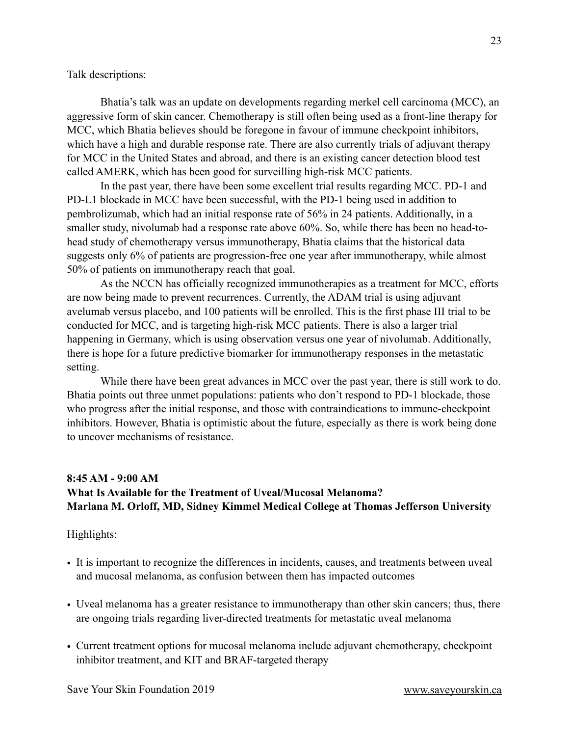Talk descriptions:

Bhatia's talk was an update on developments regarding merkel cell carcinoma (MCC), an aggressive form of skin cancer. Chemotherapy is still often being used as a front-line therapy for MCC, which Bhatia believes should be foregone in favour of immune checkpoint inhibitors, which have a high and durable response rate. There are also currently trials of adjuvant therapy for MCC in the United States and abroad, and there is an existing cancer detection blood test called AMERK, which has been good for surveilling high-risk MCC patients.

In the past year, there have been some excellent trial results regarding MCC. PD-1 and PD-L1 blockade in MCC have been successful, with the PD-1 being used in addition to pembrolizumab, which had an initial response rate of 56% in 24 patients. Additionally, in a smaller study, nivolumab had a response rate above 60%. So, while there has been no head-to-head study of chemotherapy versus immunotherapy, Bhatia claims that the historical data suggests only 6% of patients are progression-free one year after immunotherapy, while almost 50% of patients on immunotherapy reach that goal.

As the NCCN has officially recognized immunotherapies as a treatment for MCC, efforts are now being made to prevent recurrences. Currently, the ADAM trial is using adjuvant avelumab versus placebo, and 100 patients will be enrolled. This is the first phase III trial to be conducted for MCC, and is targeting high-risk MCC patients. There is also a larger trial happening in Germany, which is using observation versus one year of nivolumab. Additionally, there is hope for a future predictive biomarker for immunotherapy responses in the metastatic setting.

While there have been great advances in MCC over the past year, there is still work to do. Bhatia points out three unmet populations: patients who don't respond to PD-1 blockade, those who progress after the initial response, and those with contraindications to immune-checkpoint inhibitors. However, Bhatia is optimistic about the future, especially as there is work being done to uncover mechanisms of resistance.

**8:45 AM - 9:00 AM**
**What Is Available for the Treatment of Uveal/Mucosal Melanoma?**
**Marlana M. Orloff, MD, Sidney Kimmel Medical College at Thomas Jefferson University**

Highlights:

- It is important to recognize the differences in incidents, causes, and treatments between uveal and mucosal melanoma, as confusion between them has impacted outcomes
- Uveal melanoma has a greater resistance to immunotherapy than other skin cancers; thus, there are ongoing trials regarding liver-directed treatments for metastatic uveal melanoma
- Current treatment options for mucosal melanoma include adjuvant chemotherapy, checkpoint inhibitor treatment, and KIT and BRAF-targeted therapy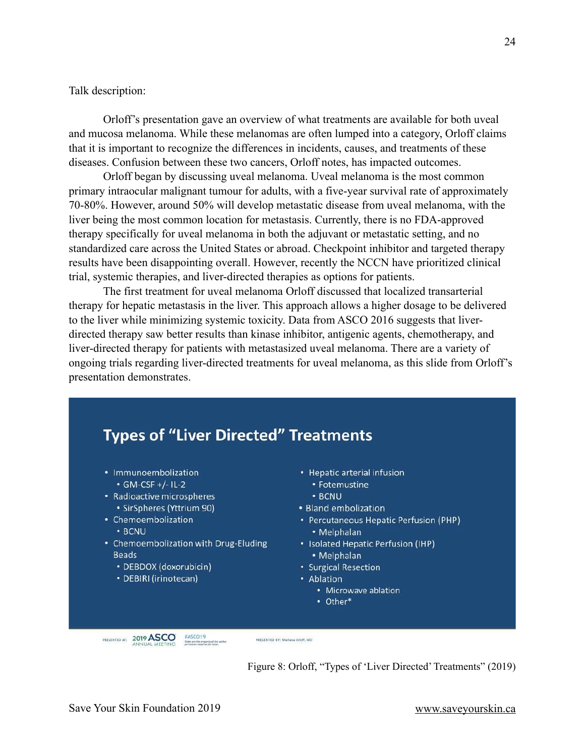Talk description:

Orloff's presentation gave an overview of what treatments are available for both uveal and mucosa melanoma. While these melanomas are often lumped into a category, Orloff claims that it is important to recognize the differences in incidents, causes, and treatments of these diseases. Confusion between these two cancers, Orloff notes, has impacted outcomes.

Orloff began by discussing uveal melanoma. Uveal melanoma is the most common primary intraocular malignant tumour for adults, with a five-year survival rate of approximately 70-80%. However, around 50% will develop metastatic disease from uveal melanoma, with the liver being the most common location for metastasis. Currently, there is no FDA-approved therapy specifically for uveal melanoma in both the adjuvant or metastatic setting, and no standardized care across the United States or abroad. Checkpoint inhibitor and targeted therapy results have been disappointing overall. However, recently the NCCN have prioritized clinical trial, systemic therapies, and liver-directed therapies as options for patients.

The first treatment for uveal melanoma Orloff discussed that localized transarterial therapy for hepatic metastasis in the liver. This approach allows a higher dosage to be delivered to the liver while minimizing systemic toxicity. Data from ASCO 2016 suggests that liver-directed therapy saw better results than kinase inhibitor, antigenic agents, chemotherapy, and liver-directed therapy for patients with metastasized uveal melanoma. There are a variety of ongoing trials regarding liver-directed treatments for uveal melanoma, as this slide from Orloff's presentation demonstrates.

## Types of "Liver Directed" Treatments

- Immunoembolization
  - GM-CSF +/- IL-2
- Radioactive microspheres
  - SirSpheres (Yttrium 90)
- Chemoembolization
  - BCNU
- Chemoembolization with Drug-Eluding Beads
  - DEBDOX (doxorubicin)
  - DEBIRI (irinotecan)
- Hepatic arterial infusion
  - Fotemustine
  - BCNU
- Bland embolization
- Percutaneous Hepatic Perfusion (PHP)
  - Melphalan
- Isolated Hepatic Perfusion (IHP)
  - Melphalan
- Surgical Resection
- Ablation
  - Microwave ablation
  - Other*

PRESENTED AT: 2019 ASCO ANNUAL MEETING #ASCO19 Slides are the property of the author, permission required for reuse. PRESENTED BY: Mariana Orloff, MD

Figure 8: Orloff, "Types of 'Liver Directed' Treatments" (2019)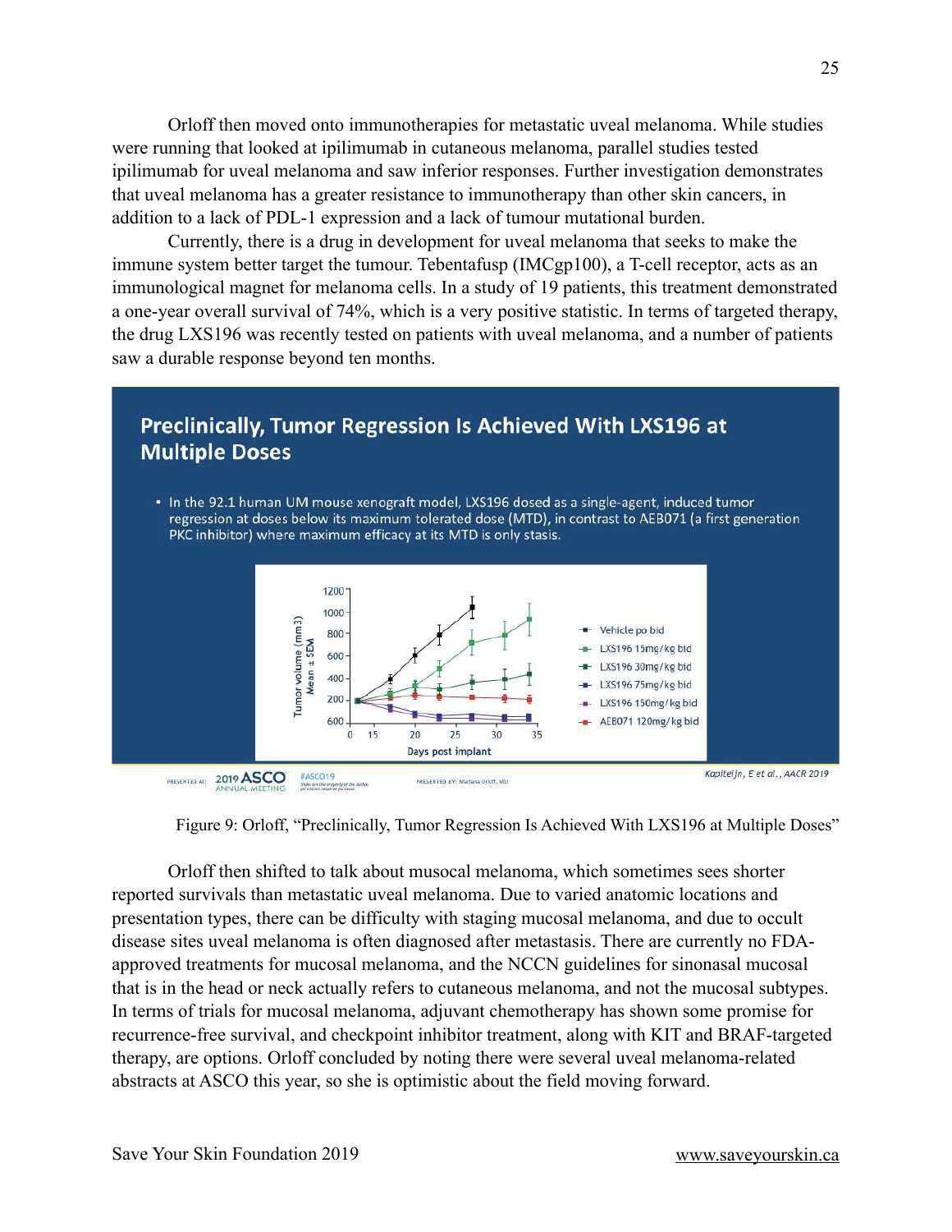Orloff then moved onto immunotherapies for metastatic uveal melanoma. While studies were running that looked at ipilimumab in cutaneous melanoma, parallel studies tested ipilimumab for uveal melanoma and saw inferior responses. Further investigation demonstrates that uveal melanoma has a greater resistance to immunotherapy than other skin cancers, in addition to a lack of PDL-1 expression and a lack of tumour mutational burden.

Currently, there is a drug in development for uveal melanoma that seeks to make the immune system better target the tumour. Tebentafusp (IMCgp100), a T-cell receptor, acts as an immunological magnet for melanoma cells. In a study of 19 patients, this treatment demonstrated a one-year overall survival of 74%, which is a very positive statistic. In terms of targeted therapy, the drug LXS196 was recently tested on patients with uveal melanoma, and a number of patients saw a durable response beyond ten months.

Figure 9: Orloff, "Preclinically, Tumor Regression Is Achieved With LXS196 at Multiple Doses"

Orloff then shifted to talk about musocal melanoma, which sometimes sees shorter reported survivals than metastatic uveal melanoma. Due to varied anatomic locations and presentation types, there can be difficulty with staging mucosal melanoma, and due to occult disease sites uveal melanoma is often diagnosed after metastasis. There are currently no FDA-approved treatments for mucosal melanoma, and the NCCN guidelines for sinonasal mucosal that is in the head or neck actually refers to cutaneous melanoma, and not the mucosal subtypes. In terms of trials for mucosal melanoma, adjuvant chemotherapy has shown some promise for recurrence-free survival, and checkpoint inhibitor treatment, along with KIT and BRAF-targeted therapy, are options. Orloff concluded by noting there were several uveal melanoma-related abstracts at ASCO this year, so she is optimistic about the field moving forward.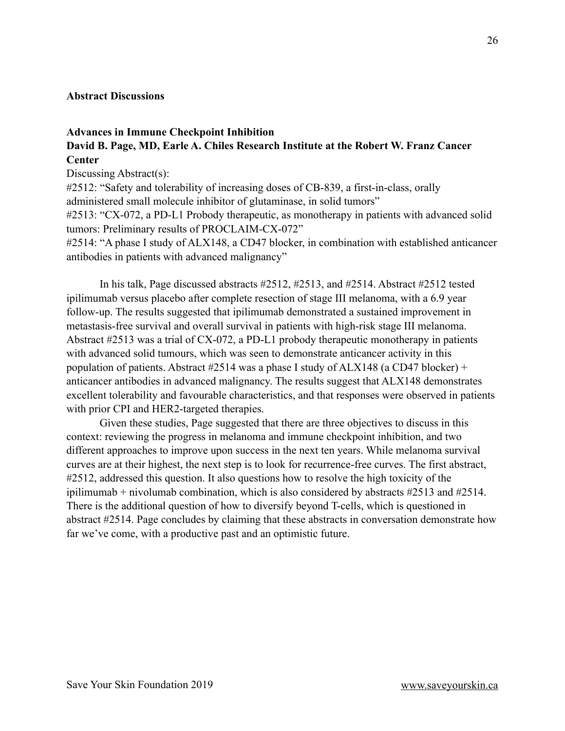## Abstract Discussions

### Advances in Immune Checkpoint Inhibition

**David B. Page, MD, Earle A. Chiles Research Institute at the Robert W. Franz Cancer Center**

Discussing Abstract(s):

#2512: "Safety and tolerability of increasing doses of CB-839, a first-in-class, orally administered small molecule inhibitor of glutaminase, in solid tumors"

#2513: "CX-072, a PD-L1 Probody therapeutic, as monotherapy in patients with advanced solid tumors: Preliminary results of PROCLAIM-CX-072"

#2514: "A phase I study of ALX148, a CD47 blocker, in combination with established anticancer antibodies in patients with advanced malignancy"

In his talk, Page discussed abstracts #2512, #2513, and #2514. Abstract #2512 tested ipilimumab versus placebo after complete resection of stage III melanoma, with a 6.9 year follow-up. The results suggested that ipilimumab demonstrated a sustained improvement in metastasis-free survival and overall survival in patients with high-risk stage III melanoma. Abstract #2513 was a trial of CX-072, a PD-L1 probody therapeutic monotherapy in patients with advanced solid tumours, which was seen to demonstrate anticancer activity in this population of patients. Abstract #2514 was a phase I study of ALX148 (a CD47 blocker) + anticancer antibodies in advanced malignancy. The results suggest that ALX148 demonstrates excellent tolerability and favourable characteristics, and that responses were observed in patients with prior CPI and HER2-targeted therapies.

Given these studies, Page suggested that there are three objectives to discuss in this context: reviewing the progress in melanoma and immune checkpoint inhibition, and two different approaches to improve upon success in the next ten years. While melanoma survival curves are at their highest, the next step is to look for recurrence-free curves. The first abstract, #2512, addressed this question. It also questions how to resolve the high toxicity of the ipilimumab + nivolumab combination, which is also considered by abstracts #2513 and #2514. There is the additional question of how to diversify beyond T-cells, which is questioned in abstract #2514. Page concludes by claiming that these abstracts in conversation demonstrate how far we've come, with a productive past and an optimistic future.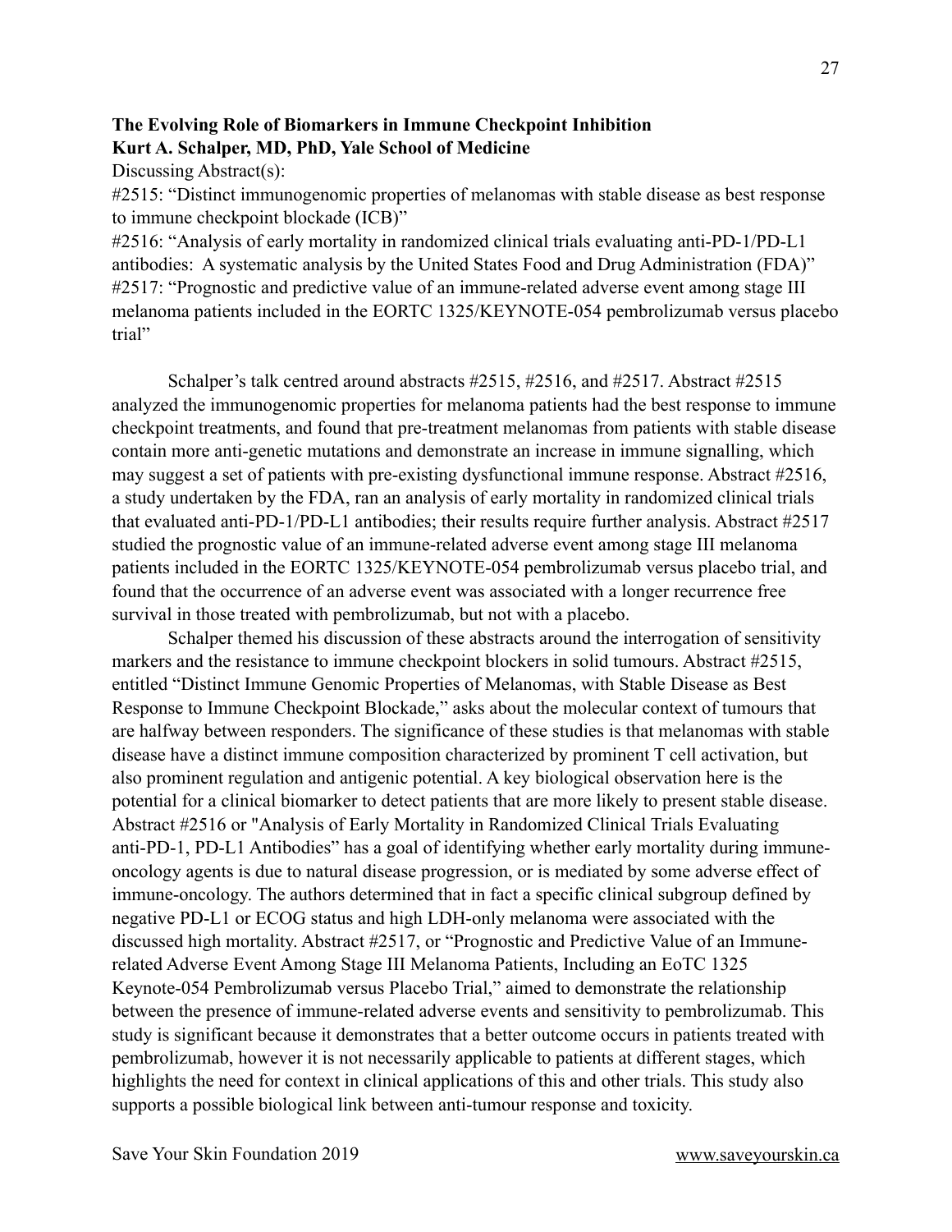**The Evolving Role of Biomarkers in Immune Checkpoint Inhibition**
**Kurt A. Schalper, MD, PhD, Yale School of Medicine**

Discussing Abstract(s):

#2515: "Distinct immunogenomic properties of melanomas with stable disease as best response to immune checkpoint blockade (ICB)"
#2516: "Analysis of early mortality in randomized clinical trials evaluating anti-PD-1/PD-L1 antibodies: A systematic analysis by the United States Food and Drug Administration (FDA)"
#2517: "Prognostic and predictive value of an immune-related adverse event among stage III melanoma patients included in the EORTC 1325/KEYNOTE-054 pembrolizumab versus placebo trial"

Schalper's talk centred around abstracts #2515, #2516, and #2517. Abstract #2515 analyzed the immunogenomic properties for melanoma patients had the best response to immune checkpoint treatments, and found that pre-treatment melanomas from patients with stable disease contain more anti-genetic mutations and demonstrate an increase in immune signalling, which may suggest a set of patients with pre-existing dysfunctional immune response. Abstract #2516, a study undertaken by the FDA, ran an analysis of early mortality in randomized clinical trials that evaluated anti-PD-1/PD-L1 antibodies; their results require further analysis. Abstract #2517 studied the prognostic value of an immune-related adverse event among stage III melanoma patients included in the EORTC 1325/KEYNOTE-054 pembrolizumab versus placebo trial, and found that the occurrence of an adverse event was associated with a longer recurrence free survival in those treated with pembrolizumab, but not with a placebo.

Schalper themed his discussion of these abstracts around the interrogation of sensitivity markers and the resistance to immune checkpoint blockers in solid tumours. Abstract #2515, entitled "Distinct Immune Genomic Properties of Melanomas, with Stable Disease as Best Response to Immune Checkpoint Blockade," asks about the molecular context of tumours that are halfway between responders. The significance of these studies is that melanomas with stable disease have a distinct immune composition characterized by prominent T cell activation, but also prominent regulation and antigenic potential. A key biological observation here is the potential for a clinical biomarker to detect patients that are more likely to present stable disease. Abstract #2516 or "Analysis of Early Mortality in Randomized Clinical Trials Evaluating anti-PD-1, PD-L1 Antibodies" has a goal of identifying whether early mortality during immune-oncology agents is due to natural disease progression, or is mediated by some adverse effect of immune-oncology. The authors determined that in fact a specific clinical subgroup defined by negative PD-L1 or ECOG status and high LDH-only melanoma were associated with the discussed high mortality. Abstract #2517, or "Prognostic and Predictive Value of an Immune-related Adverse Event Among Stage III Melanoma Patients, Including an EoTC 1325 Keynote-054 Pembrolizumab versus Placebo Trial," aimed to demonstrate the relationship between the presence of immune-related adverse events and sensitivity to pembrolizumab. This study is significant because it demonstrates that a better outcome occurs in patients treated with pembrolizumab, however it is not necessarily applicable to patients at different stages, which highlights the need for context in clinical applications of this and other trials. This study also supports a possible biological link between anti-tumour response and toxicity.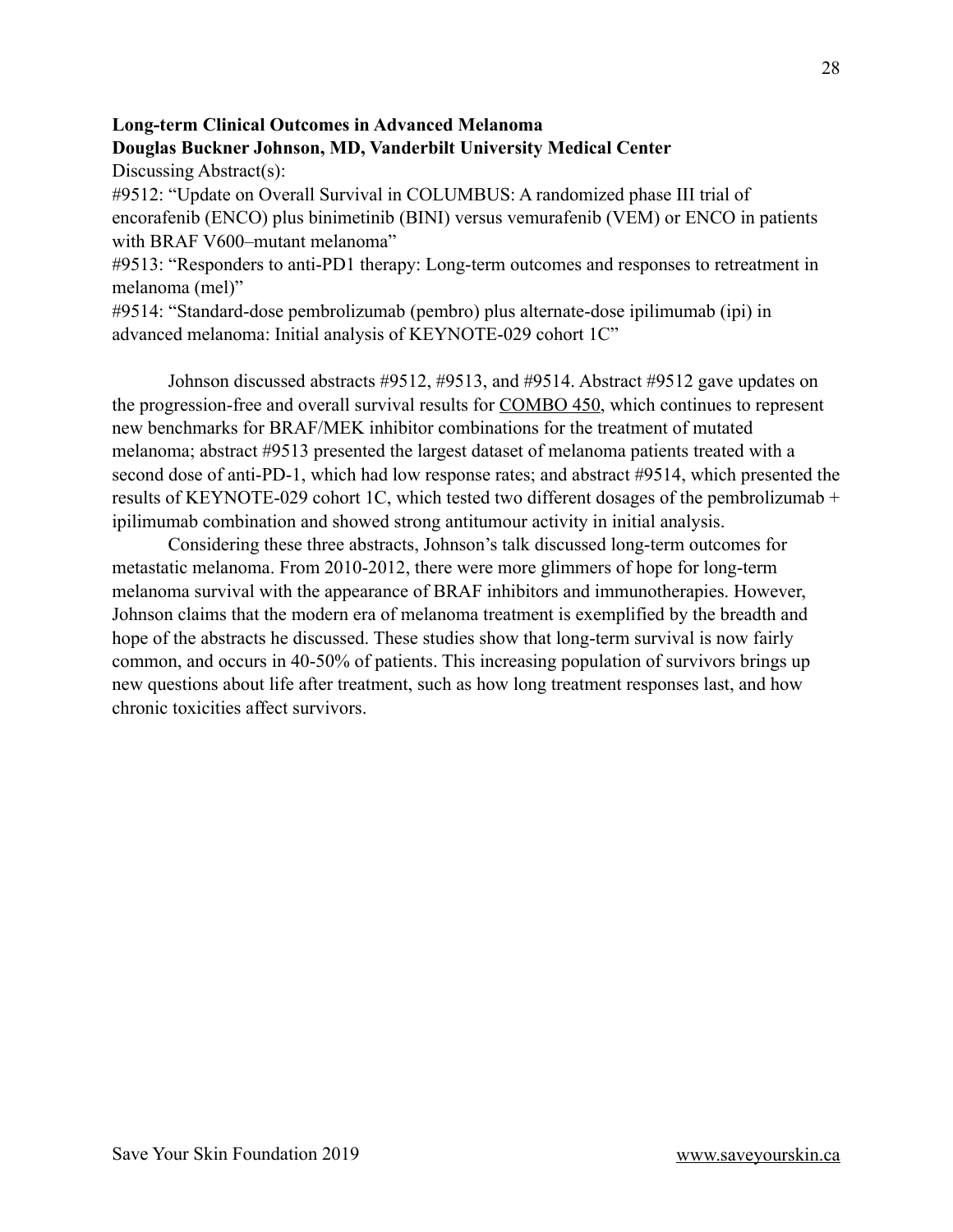**Long-term Clinical Outcomes in Advanced Melanoma**
**Douglas Buckner Johnson, MD, Vanderbilt University Medical Center**

Discussing Abstract(s):

#9512: "Update on Overall Survival in COLUMBUS: A randomized phase III trial of encorafenib (ENCO) plus binimetinib (BINI) versus vemurafenib (VEM) or ENCO in patients with BRAF V600–mutant melanoma"

#9513: "Responders to anti-PD1 therapy: Long-term outcomes and responses to retreatment in melanoma (mel)"

#9514: "Standard-dose pembrolizumab (pembro) plus alternate-dose ipilimumab (ipi) in advanced melanoma: Initial analysis of KEYNOTE-029 cohort 1C"

Johnson discussed abstracts #9512, #9513, and #9514. Abstract #9512 gave updates on the progression-free and overall survival results for COMBO 450, which continues to represent new benchmarks for BRAF/MEK inhibitor combinations for the treatment of mutated melanoma; abstract #9513 presented the largest dataset of melanoma patients treated with a second dose of anti-PD-1, which had low response rates; and abstract #9514, which presented the results of KEYNOTE-029 cohort 1C, which tested two different dosages of the pembrolizumab + ipilimumab combination and showed strong antitumour activity in initial analysis.

Considering these three abstracts, Johnson's talk discussed long-term outcomes for metastatic melanoma. From 2010-2012, there were more glimmers of hope for long-term melanoma survival with the appearance of BRAF inhibitors and immunotherapies. However, Johnson claims that the modern era of melanoma treatment is exemplified by the breadth and hope of the abstracts he discussed. These studies show that long-term survival is now fairly common, and occurs in 40-50% of patients. This increasing population of survivors brings up new questions about life after treatment, such as how long treatment responses last, and how chronic toxicities affect survivors.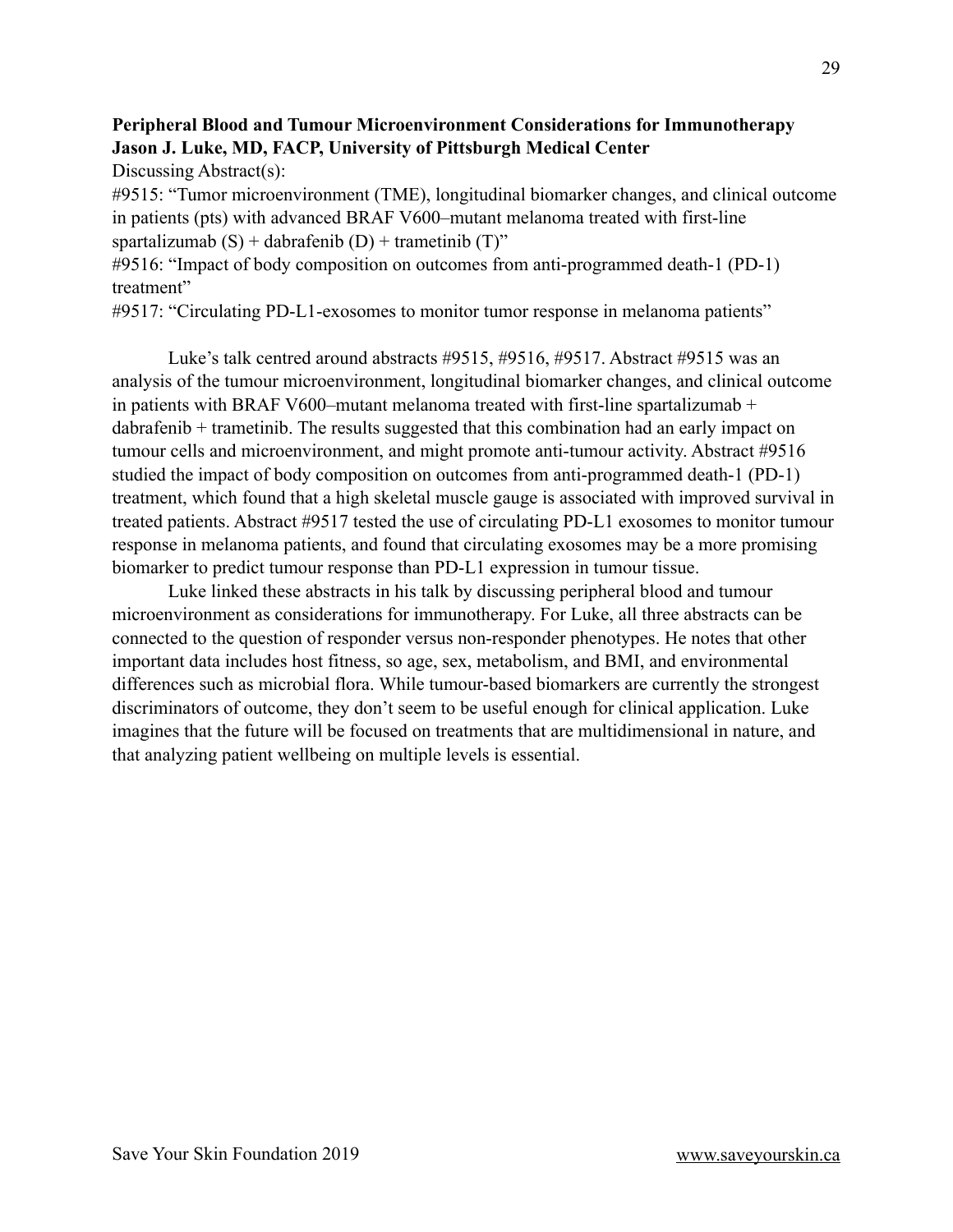**Peripheral Blood and Tumour Microenvironment Considerations for Immunotherapy**
**Jason J. Luke, MD, FACP, University of Pittsburgh Medical Center**

Discussing Abstract(s):

#9515: "Tumor microenvironment (TME), longitudinal biomarker changes, and clinical outcome in patients (pts) with advanced BRAF V600–mutant melanoma treated with first-line spartalizumab (S) + dabrafenib (D) + trametinib (T)"

#9516: "Impact of body composition on outcomes from anti-programmed death-1 (PD-1) treatment"

#9517: "Circulating PD-L1-exosomes to monitor tumor response in melanoma patients"

Luke's talk centred around abstracts #9515, #9516, #9517. Abstract #9515 was an analysis of the tumour microenvironment, longitudinal biomarker changes, and clinical outcome in patients with BRAF V600–mutant melanoma treated with first-line spartalizumab + dabrafenib + trametinib. The results suggested that this combination had an early impact on tumour cells and microenvironment, and might promote anti-tumour activity. Abstract #9516 studied the impact of body composition on outcomes from anti-programmed death-1 (PD-1) treatment, which found that a high skeletal muscle gauge is associated with improved survival in treated patients. Abstract #9517 tested the use of circulating PD-L1 exosomes to monitor tumour response in melanoma patients, and found that circulating exosomes may be a more promising biomarker to predict tumour response than PD-L1 expression in tumour tissue.

Luke linked these abstracts in his talk by discussing peripheral blood and tumour microenvironment as considerations for immunotherapy. For Luke, all three abstracts can be connected to the question of responder versus non-responder phenotypes. He notes that other important data includes host fitness, so age, sex, metabolism, and BMI, and environmental differences such as microbial flora. While tumour-based biomarkers are currently the strongest discriminators of outcome, they don't seem to be useful enough for clinical application. Luke imagines that the future will be focused on treatments that are multidimensional in nature, and that analyzing patient wellbeing on multiple levels is essential.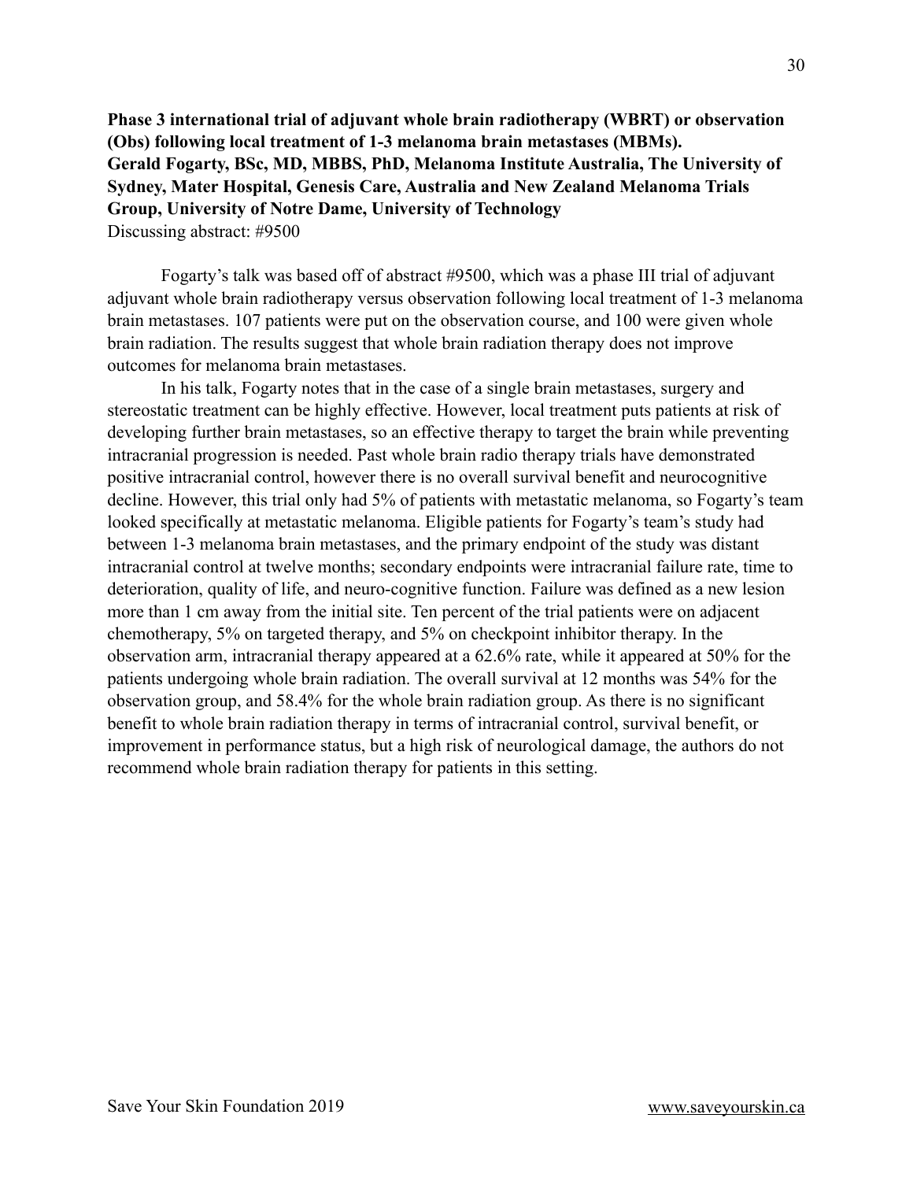**Phase 3 international trial of adjuvant whole brain radiotherapy (WBRT) or observation (Obs) following local treatment of 1-3 melanoma brain metastases (MBMs).**
**Gerald Fogarty, BSc, MD, MBBS, PhD, Melanoma Institute Australia, The University of Sydney, Mater Hospital, Genesis Care, Australia and New Zealand Melanoma Trials Group, University of Notre Dame, University of Technology**
Discussing abstract: #9500

Fogarty's talk was based off of abstract #9500, which was a phase III trial of adjuvant adjuvant whole brain radiotherapy versus observation following local treatment of 1-3 melanoma brain metastases. 107 patients were put on the observation course, and 100 were given whole brain radiation. The results suggest that whole brain radiation therapy does not improve outcomes for melanoma brain metastases.

In his talk, Fogarty notes that in the case of a single brain metastases, surgery and stereostatic treatment can be highly effective. However, local treatment puts patients at risk of developing further brain metastases, so an effective therapy to target the brain while preventing intracranial progression is needed. Past whole brain radio therapy trials have demonstrated positive intracranial control, however there is no overall survival benefit and neurocognitive decline. However, this trial only had 5% of patients with metastatic melanoma, so Fogarty's team looked specifically at metastatic melanoma. Eligible patients for Fogarty's team's study had between 1-3 melanoma brain metastases, and the primary endpoint of the study was distant intracranial control at twelve months; secondary endpoints were intracranial failure rate, time to deterioration, quality of life, and neuro-cognitive function. Failure was defined as a new lesion more than 1 cm away from the initial site. Ten percent of the trial patients were on adjacent chemotherapy, 5% on targeted therapy, and 5% on checkpoint inhibitor therapy. In the observation arm, intracranial therapy appeared at a 62.6% rate, while it appeared at 50% for the patients undergoing whole brain radiation. The overall survival at 12 months was 54% for the observation group, and 58.4% for the whole brain radiation group. As there is no significant benefit to whole brain radiation therapy in terms of intracranial control, survival benefit, or improvement in performance status, but a high risk of neurological damage, the authors do not recommend whole brain radiation therapy for patients in this setting.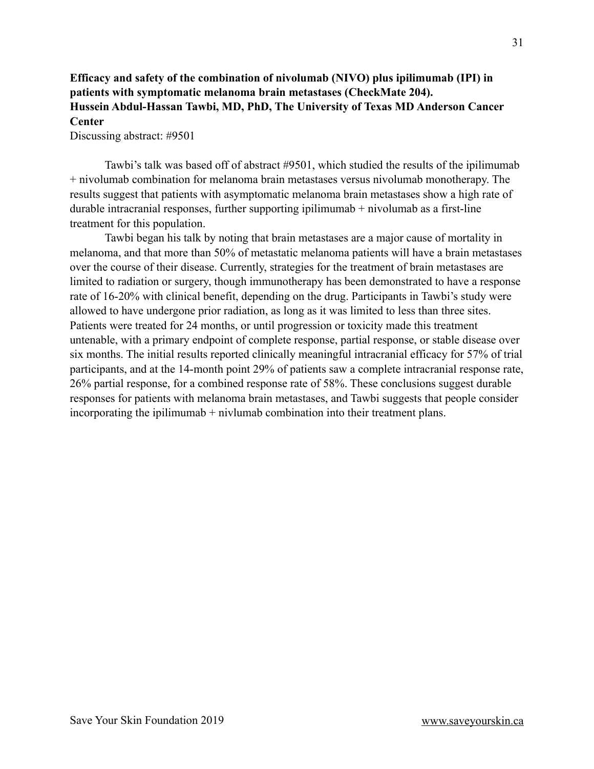**Efficacy and safety of the combination of nivolumab (NIVO) plus ipilimumab (IPI) in patients with symptomatic melanoma brain metastases (CheckMate 204).**
**Hussein Abdul-Hassan Tawbi, MD, PhD, The University of Texas MD Anderson Cancer Center**

Discussing abstract: #9501

Tawbi's talk was based off of abstract #9501, which studied the results of the ipilimumab + nivolumab combination for melanoma brain metastases versus nivolumab monotherapy. The results suggest that patients with asymptomatic melanoma brain metastases show a high rate of durable intracranial responses, further supporting ipilimumab + nivolumab as a first-line treatment for this population.

Tawbi began his talk by noting that brain metastases are a major cause of mortality in melanoma, and that more than 50% of metastatic melanoma patients will have a brain metastases over the course of their disease. Currently, strategies for the treatment of brain metastases are limited to radiation or surgery, though immunotherapy has been demonstrated to have a response rate of 16-20% with clinical benefit, depending on the drug. Participants in Tawbi's study were allowed to have undergone prior radiation, as long as it was limited to less than three sites. Patients were treated for 24 months, or until progression or toxicity made this treatment untenable, with a primary endpoint of complete response, partial response, or stable disease over six months. The initial results reported clinically meaningful intracranial efficacy for 57% of trial participants, and at the 14-month point 29% of patients saw a complete intracranial response rate, 26% partial response, for a combined response rate of 58%. These conclusions suggest durable responses for patients with melanoma brain metastases, and Tawbi suggests that people consider incorporating the ipilimumab + nivlumab combination into their treatment plans.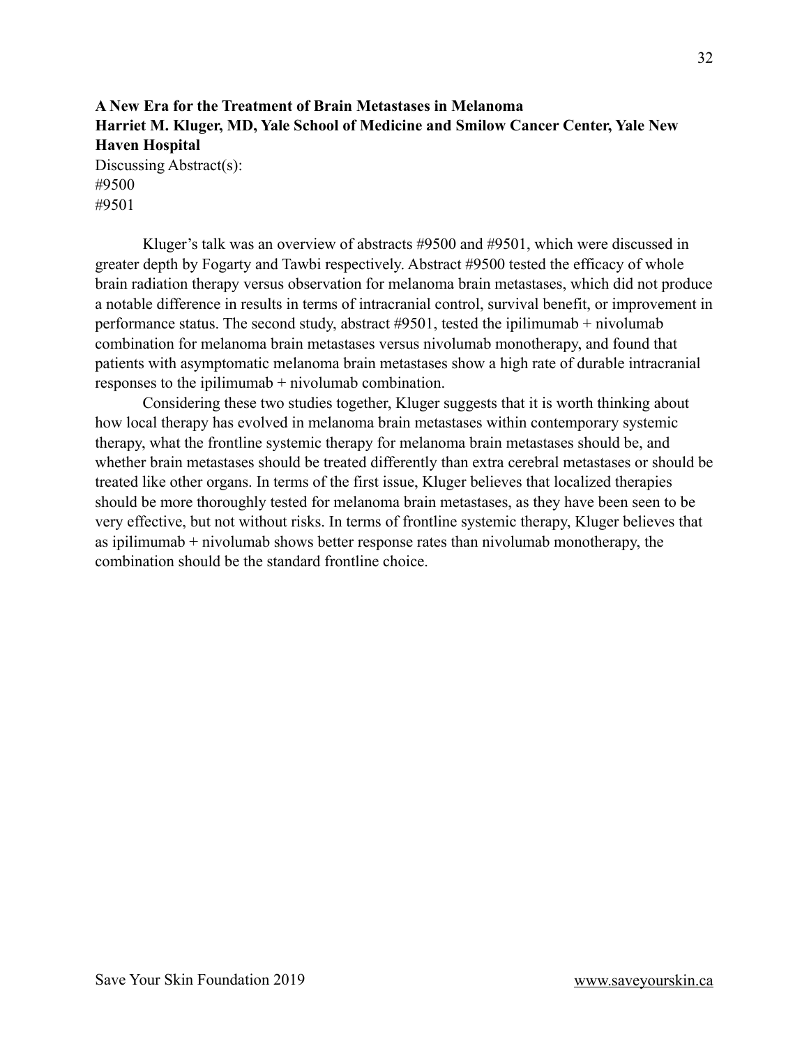**A New Era for the Treatment of Brain Metastases in Melanoma**
**Harriet M. Kluger, MD, Yale School of Medicine and Smilow Cancer Center, Yale New Haven Hospital**

Discussing Abstract(s):
#9500
#9501

Kluger's talk was an overview of abstracts #9500 and #9501, which were discussed in greater depth by Fogarty and Tawbi respectively. Abstract #9500 tested the efficacy of whole brain radiation therapy versus observation for melanoma brain metastases, which did not produce a notable difference in results in terms of intracranial control, survival benefit, or improvement in performance status. The second study, abstract #9501, tested the ipilimumab + nivolumab combination for melanoma brain metastases versus nivolumab monotherapy, and found that patients with asymptomatic melanoma brain metastases show a high rate of durable intracranial responses to the ipilimumab + nivolumab combination.

Considering these two studies together, Kluger suggests that it is worth thinking about how local therapy has evolved in melanoma brain metastases within contemporary systemic therapy, what the frontline systemic therapy for melanoma brain metastases should be, and whether brain metastases should be treated differently than extra cerebral metastases or should be treated like other organs. In terms of the first issue, Kluger believes that localized therapies should be more thoroughly tested for melanoma brain metastases, as they have been seen to be very effective, but not without risks. In terms of frontline systemic therapy, Kluger believes that as ipilimumab + nivolumab shows better response rates than nivolumab monotherapy, the combination should be the standard frontline choice.